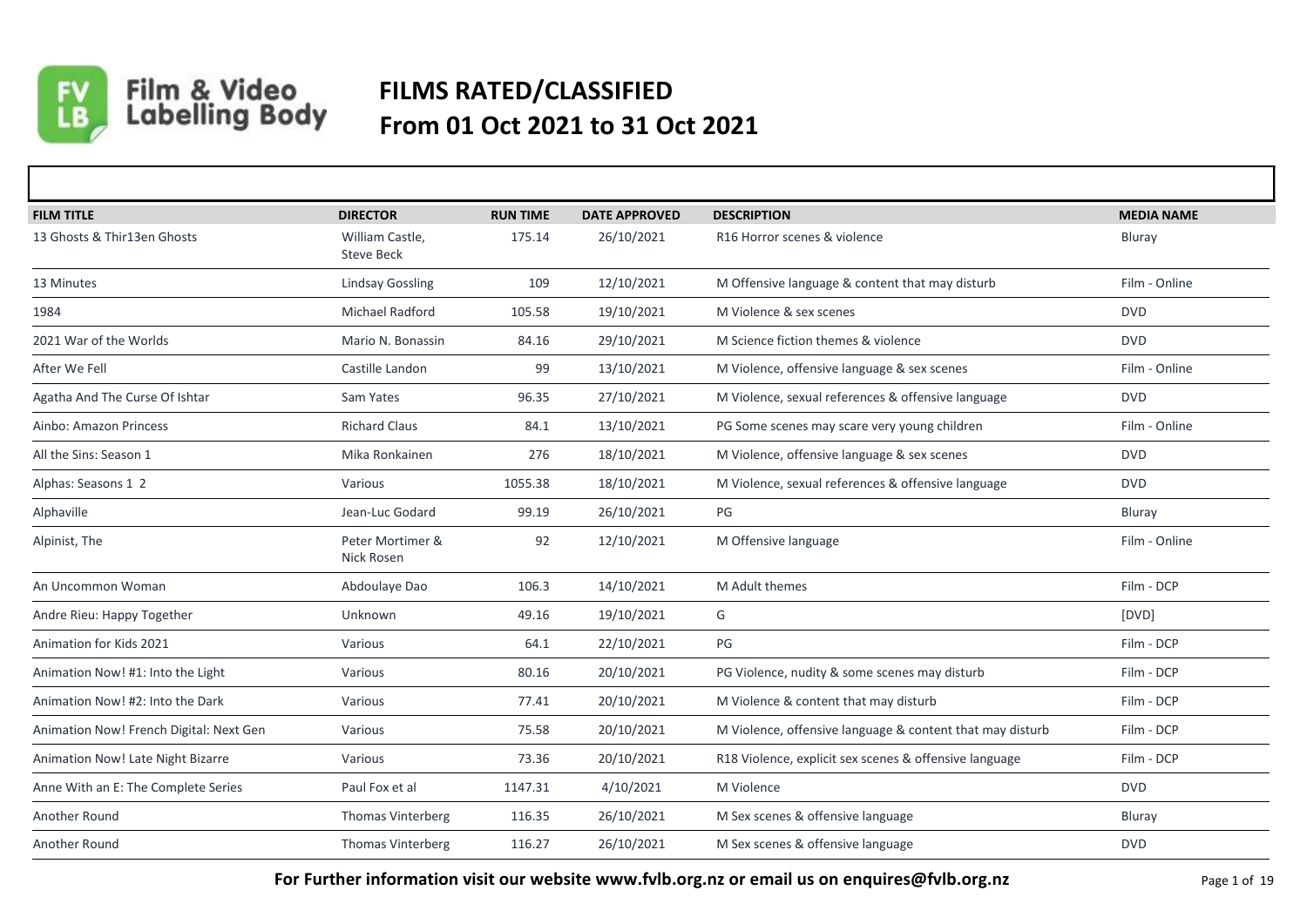Film & Video Labelling Body

# FILMS RATED/CLASSIFIED
# From 01 Oct 2021 to 31 Oct 2021

| FILM TITLE | DIRECTOR | RUN TIME | DATE APPROVED | DESCRIPTION | MEDIA NAME |
|---|---|---|---|---|---|
| 13 Ghosts & Thir13en Ghosts | William Castle, Steve Beck | 175.14 | 26/10/2021 | R16 Horror scenes & violence | Bluray |
| 13 Minutes | Lindsay Gossling | 109 | 12/10/2021 | M Offensive language & content that may disturb | Film - Online |
| 1984 | Michael Radford | 105.58 | 19/10/2021 | M Violence & sex scenes | DVD |
| 2021 War of the Worlds | Mario N. Bonassin | 84.16 | 29/10/2021 | M Science fiction themes & violence | DVD |
| After We Fell | Castille Landon | 99 | 13/10/2021 | M Violence, offensive language & sex scenes | Film - Online |
| Agatha And The Curse Of Ishtar | Sam Yates | 96.35 | 27/10/2021 | M Violence, sexual references & offensive language | DVD |
| Ainbo: Amazon Princess | Richard Claus | 84.1 | 13/10/2021 | PG Some scenes may scare very young children | Film - Online |
| All the Sins: Season 1 | Mika Ronkainen | 276 | 18/10/2021 | M Violence, offensive language & sex scenes | DVD |
| Alphas: Seasons 1 2 | Various | 1055.38 | 18/10/2021 | M Violence, sexual references & offensive language | DVD |
| Alphaville | Jean-Luc Godard | 99.19 | 26/10/2021 | PG | Bluray |
| Alpinist, The | Peter Mortimer & Nick Rosen | 92 | 12/10/2021 | M Offensive language | Film - Online |
| An Uncommon Woman | Abdoulaye Dao | 106.3 | 14/10/2021 | M Adult themes | Film - DCP |
| Andre Rieu: Happy Together | Unknown | 49.16 | 19/10/2021 | G | [DVD] |
| Animation for Kids 2021 | Various | 64.1 | 22/10/2021 | PG | Film - DCP |
| Animation Now! #1: Into the Light | Various | 80.16 | 20/10/2021 | PG Violence, nudity & some scenes may disturb | Film - DCP |
| Animation Now! #2: Into the Dark | Various | 77.41 | 20/10/2021 | M Violence & content that may disturb | Film - DCP |
| Animation Now! French Digital: Next Gen | Various | 75.58 | 20/10/2021 | M Violence, offensive language & content that may disturb | Film - DCP |
| Animation Now! Late Night Bizarre | Various | 73.36 | 20/10/2021 | R18 Violence, explicit sex scenes & offensive language | Film - DCP |
| Anne With an E: The Complete Series | Paul Fox et al | 1147.31 | 4/10/2021 | M Violence | DVD |
| Another Round | Thomas Vinterberg | 116.35 | 26/10/2021 | M Sex scenes & offensive language | Bluray |
| Another Round | Thomas Vinterberg | 116.27 | 26/10/2021 | M Sex scenes & offensive language | DVD |

**For Further information visit our website www.fvlb.org.nz or email us on enquires@fvlb.org.nz**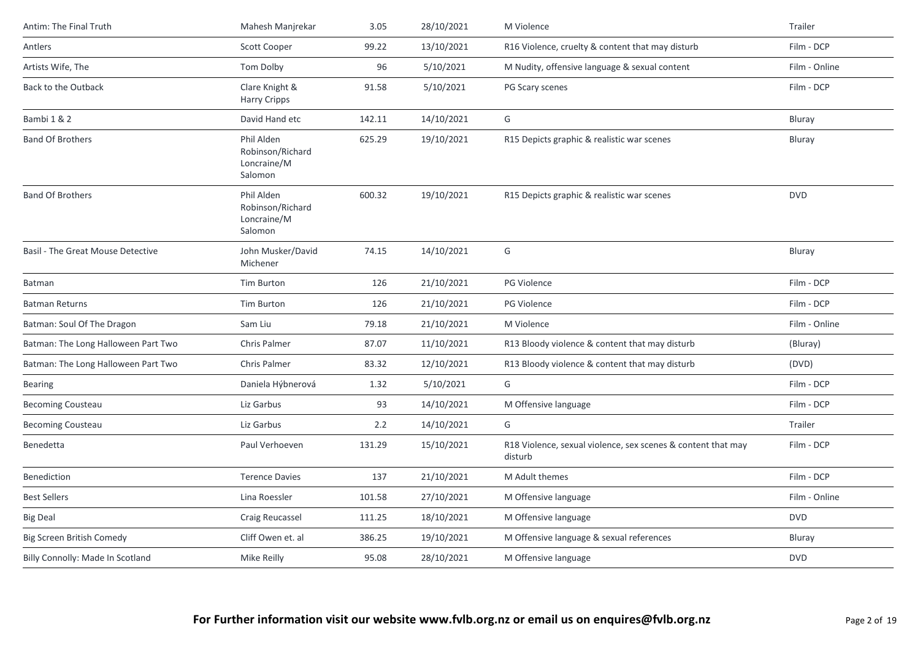| | | | | | |
|---|---|---|---|---|---|
| Antim: The Final Truth | Mahesh Manjrekar | 3.05 | 28/10/2021 | M Violence | Trailer |
| Antlers | Scott Cooper | 99.22 | 13/10/2021 | R16 Violence, cruelty & content that may disturb | Film - DCP |
| Artists Wife, The | Tom Dolby | 96 | 5/10/2021 | M Nudity, offensive language & sexual content | Film - Online |
| Back to the Outback | Clare Knight & Harry Cripps | 91.58 | 5/10/2021 | PG Scary scenes | Film - DCP |
| Bambi 1 & 2 | David Hand etc | 142.11 | 14/10/2021 | G | Bluray |
| Band Of Brothers | Phil Alden Robinson/Richard Loncraine/M Salomon | 625.29 | 19/10/2021 | R15 Depicts graphic & realistic war scenes | Bluray |
| Band Of Brothers | Phil Alden Robinson/Richard Loncraine/M Salomon | 600.32 | 19/10/2021 | R15 Depicts graphic & realistic war scenes | DVD |
| Basil - The Great Mouse Detective | John Musker/David Michener | 74.15 | 14/10/2021 | G | Bluray |
| Batman | Tim Burton | 126 | 21/10/2021 | PG Violence | Film - DCP |
| Batman Returns | Tim Burton | 126 | 21/10/2021 | PG Violence | Film - DCP |
| Batman: Soul Of The Dragon | Sam Liu | 79.18 | 21/10/2021 | M Violence | Film - Online |
| Batman: The Long Halloween Part Two | Chris Palmer | 87.07 | 11/10/2021 | R13 Bloody violence & content that may disturb | (Bluray) |
| Batman: The Long Halloween Part Two | Chris Palmer | 83.32 | 12/10/2021 | R13 Bloody violence & content that may disturb | (DVD) |
| Bearing | Daniela Hýbnerová | 1.32 | 5/10/2021 | G | Film - DCP |
| Becoming Cousteau | Liz Garbus | 93 | 14/10/2021 | M Offensive language | Film - DCP |
| Becoming Cousteau | Liz Garbus | 2.2 | 14/10/2021 | G | Trailer |
| Benedetta | Paul Verhoeven | 131.29 | 15/10/2021 | R18 Violence, sexual violence, sex scenes & content that may disturb | Film - DCP |
| Benediction | Terence Davies | 137 | 21/10/2021 | M Adult themes | Film - DCP |
| Best Sellers | Lina Roessler | 101.58 | 27/10/2021 | M Offensive language | Film - Online |
| Big Deal | Craig Reucassel | 111.25 | 18/10/2021 | M Offensive language | DVD |
| Big Screen British Comedy | Cliff Owen et. al | 386.25 | 19/10/2021 | M Offensive language & sexual references | Bluray |
| Billy Connolly: Made In Scotland | Mike Reilly | 95.08 | 28/10/2021 | M Offensive language | DVD |

**For Further information visit our website www.fvlb.org.nz or email us on enquires@fvlb.org.nz**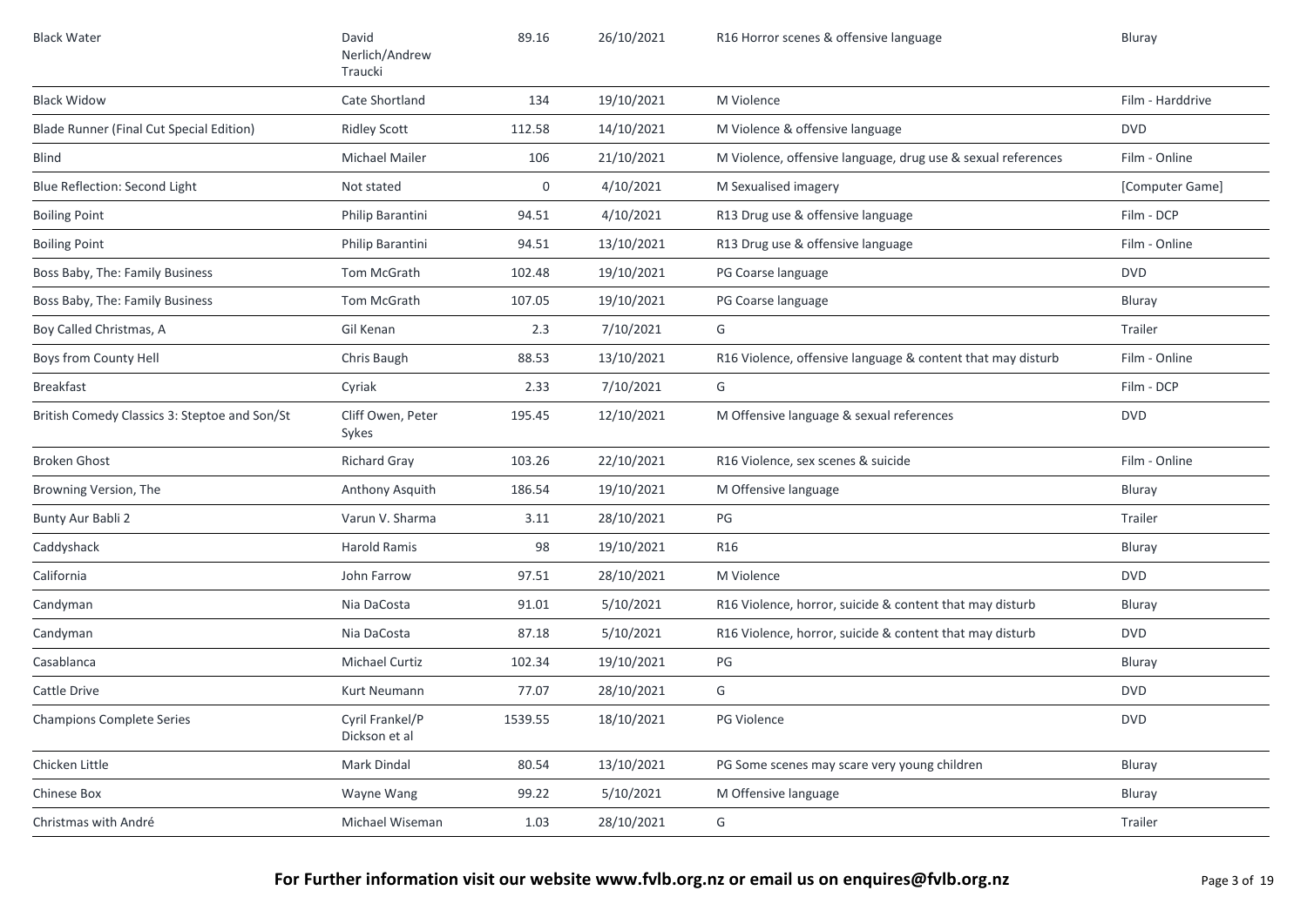| Black Water | David Nerlich/Andrew Traucki | 89.16 | 26/10/2021 | R16 Horror scenes & offensive language | Bluray |
|---|---|---|---|---|---|
| Black Widow | Cate Shortland | 134 | 19/10/2021 | M Violence | Film - Harddrive |
| Blade Runner (Final Cut Special Edition) | Ridley Scott | 112.58 | 14/10/2021 | M Violence & offensive language | DVD |
| Blind | Michael Mailer | 106 | 21/10/2021 | M Violence, offensive language, drug use & sexual references | Film - Online |
| Blue Reflection: Second Light | Not stated | 0 | 4/10/2021 | M Sexualised imagery | [Computer Game] |
| Boiling Point | Philip Barantini | 94.51 | 4/10/2021 | R13 Drug use & offensive language | Film - DCP |
| Boiling Point | Philip Barantini | 94.51 | 13/10/2021 | R13 Drug use & offensive language | Film - Online |
| Boss Baby, The: Family Business | Tom McGrath | 102.48 | 19/10/2021 | PG Coarse language | DVD |
| Boss Baby, The: Family Business | Tom McGrath | 107.05 | 19/10/2021 | PG Coarse language | Bluray |
| Boy Called Christmas, A | Gil Kenan | 2.3 | 7/10/2021 | G | Trailer |
| Boys from County Hell | Chris Baugh | 88.53 | 13/10/2021 | R16 Violence, offensive language & content that may disturb | Film - Online |
| Breakfast | Cyriak | 2.33 | 7/10/2021 | G | Film - DCP |
| British Comedy Classics 3: Steptoe and Son/St | Cliff Owen, Peter Sykes | 195.45 | 12/10/2021 | M Offensive language & sexual references | DVD |
| Broken Ghost | Richard Gray | 103.26 | 22/10/2021 | R16 Violence, sex scenes & suicide | Film - Online |
| Browning Version, The | Anthony Asquith | 186.54 | 19/10/2021 | M Offensive language | Bluray |
| Bunty Aur Babli 2 | Varun V. Sharma | 3.11 | 28/10/2021 | PG | Trailer |
| Caddyshack | Harold Ramis | 98 | 19/10/2021 | R16 | Bluray |
| California | John Farrow | 97.51 | 28/10/2021 | M Violence | DVD |
| Candyman | Nia DaCosta | 91.01 | 5/10/2021 | R16 Violence, horror, suicide & content that may disturb | Bluray |
| Candyman | Nia DaCosta | 87.18 | 5/10/2021 | R16 Violence, horror, suicide & content that may disturb | DVD |
| Casablanca | Michael Curtiz | 102.34 | 19/10/2021 | PG | Bluray |
| Cattle Drive | Kurt Neumann | 77.07 | 28/10/2021 | G | DVD |
| Champions Complete Series | Cyril Frankel/P Dickson et al | 1539.55 | 18/10/2021 | PG Violence | DVD |
| Chicken Little | Mark Dindal | 80.54 | 13/10/2021 | PG Some scenes may scare very young children | Bluray |
| Chinese Box | Wayne Wang | 99.22 | 5/10/2021 | M Offensive language | Bluray |
| Christmas with André | Michael Wiseman | 1.03 | 28/10/2021 | G | Trailer |

**For Further information visit our website www.fvlb.org.nz or email us on enquires@fvlb.org.nz**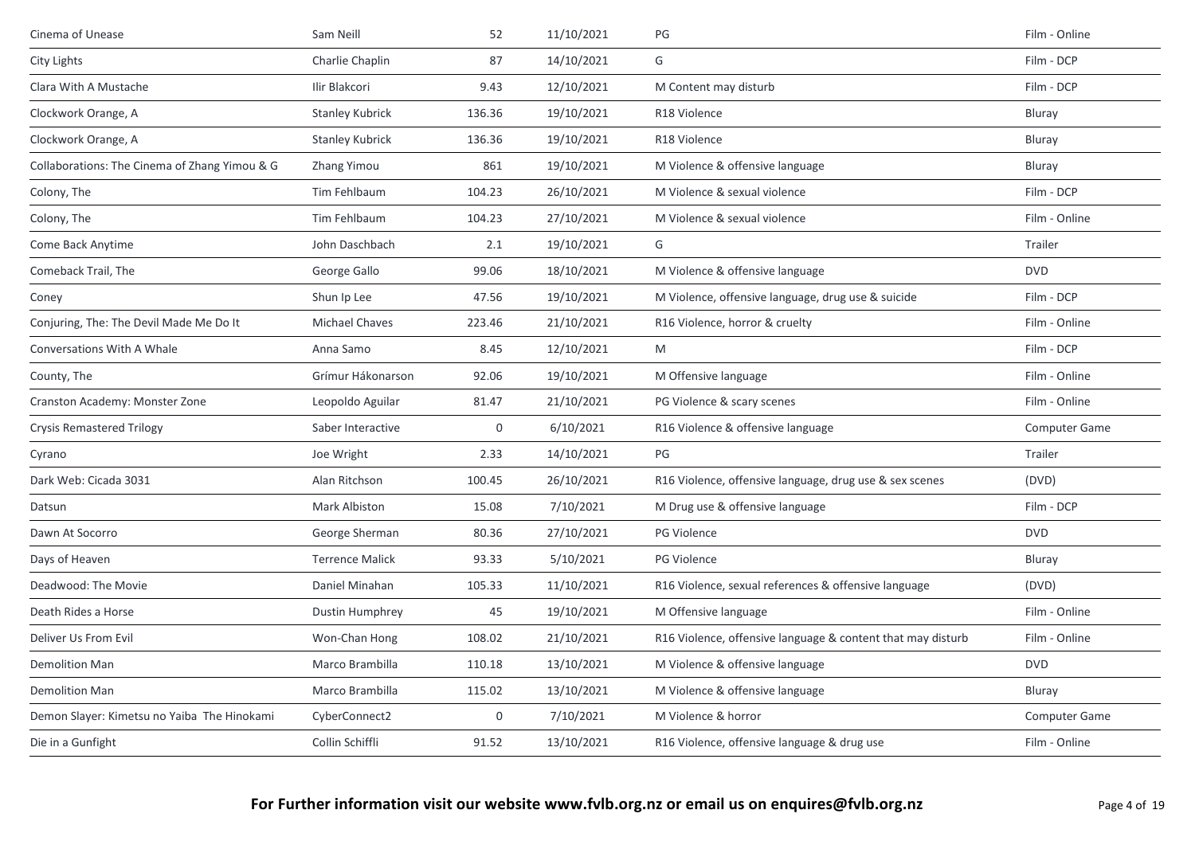| | | | | | |
|---|---|---|---|---|---|
| Cinema of Unease | Sam Neill | 52 | 11/10/2021 | PG | Film - Online |
| City Lights | Charlie Chaplin | 87 | 14/10/2021 | G | Film - DCP |
| Clara With A Mustache | Ilir Blakcori | 9.43 | 12/10/2021 | M Content may disturb | Film - DCP |
| Clockwork Orange, A | Stanley Kubrick | 136.36 | 19/10/2021 | R18 Violence | Bluray |
| Clockwork Orange, A | Stanley Kubrick | 136.36 | 19/10/2021 | R18 Violence | Bluray |
| Collaborations: The Cinema of Zhang Yimou & G | Zhang Yimou | 861 | 19/10/2021 | M Violence & offensive language | Bluray |
| Colony, The | Tim Fehlbaum | 104.23 | 26/10/2021 | M Violence & sexual violence | Film - DCP |
| Colony, The | Tim Fehlbaum | 104.23 | 27/10/2021 | M Violence & sexual violence | Film - Online |
| Come Back Anytime | John Daschbach | 2.1 | 19/10/2021 | G | Trailer |
| Comeback Trail, The | George Gallo | 99.06 | 18/10/2021 | M Violence & offensive language | DVD |
| Coney | Shun Ip Lee | 47.56 | 19/10/2021 | M Violence, offensive language, drug use & suicide | Film - DCP |
| Conjuring, The: The Devil Made Me Do It | Michael Chaves | 223.46 | 21/10/2021 | R16 Violence, horror & cruelty | Film - Online |
| Conversations With A Whale | Anna Samo | 8.45 | 12/10/2021 | M | Film - DCP |
| County, The | Grímur Hákonarson | 92.06 | 19/10/2021 | M Offensive language | Film - Online |
| Cranston Academy: Monster Zone | Leopoldo Aguilar | 81.47 | 21/10/2021 | PG Violence & scary scenes | Film - Online |
| Crysis Remastered Trilogy | Saber Interactive | 0 | 6/10/2021 | R16 Violence & offensive language | Computer Game |
| Cyrano | Joe Wright | 2.33 | 14/10/2021 | PG | Trailer |
| Dark Web: Cicada 3031 | Alan Ritchson | 100.45 | 26/10/2021 | R16 Violence, offensive language, drug use & sex scenes | (DVD) |
| Datsun | Mark Albiston | 15.08 | 7/10/2021 | M Drug use & offensive language | Film - DCP |
| Dawn At Socorro | George Sherman | 80.36 | 27/10/2021 | PG Violence | DVD |
| Days of Heaven | Terrence Malick | 93.33 | 5/10/2021 | PG Violence | Bluray |
| Deadwood: The Movie | Daniel Minahan | 105.33 | 11/10/2021 | R16 Violence, sexual references & offensive language | (DVD) |
| Death Rides a Horse | Dustin Humphrey | 45 | 19/10/2021 | M Offensive language | Film - Online |
| Deliver Us From Evil | Won-Chan Hong | 108.02 | 21/10/2021 | R16 Violence, offensive language & content that may disturb | Film - Online |
| Demolition Man | Marco Brambilla | 110.18 | 13/10/2021 | M Violence & offensive language | DVD |
| Demolition Man | Marco Brambilla | 115.02 | 13/10/2021 | M Violence & offensive language | Bluray |
| Demon Slayer: Kimetsu no Yaiba The Hinokami | CyberConnect2 | 0 | 7/10/2021 | M Violence & horror | Computer Game |
| Die in a Gunfight | Collin Schiffli | 91.52 | 13/10/2021 | R16 Violence, offensive language & drug use | Film - Online |

**For Further information visit our website www.fvlb.org.nz or email us on enquires@fvlb.org.nz**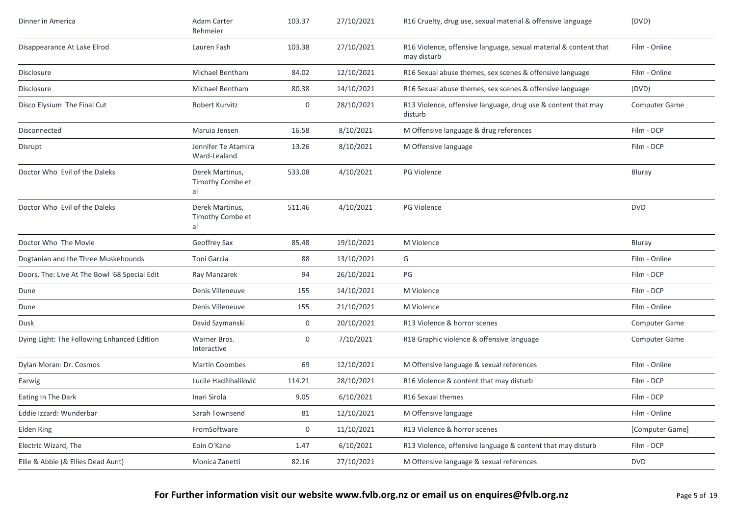| | | | | | |
|---|---|---|---|---|---|
| Dinner in America | Adam Carter Rehmeier | 103.37 | 27/10/2021 | R16 Cruelty, drug use, sexual material & offensive language | (DVD) |
| Disappearance At Lake Elrod | Lauren Fash | 103.38 | 27/10/2021 | R16 Violence, offensive language, sexual material & content that may disturb | Film - Online |
| Disclosure | Michael Bentham | 84.02 | 12/10/2021 | R16 Sexual abuse themes, sex scenes & offensive language | Film - Online |
| Disclosure | Michael Bentham | 80.38 | 14/10/2021 | R16 Sexual abuse themes, sex scenes & offensive language | (DVD) |
| Disco Elysium The Final Cut | Robert Kurvitz | 0 | 28/10/2021 | R13 Violence, offensive language, drug use & content that may disturb | Computer Game |
| Disconnected | Maruia Jensen | 16.58 | 8/10/2021 | M Offensive language & drug references | Film - DCP |
| Disrupt | Jennifer Te Atamira Ward-Lealand | 13.26 | 8/10/2021 | M Offensive language | Film - DCP |
| Doctor Who Evil of the Daleks | Derek Martinus, Timothy Combe et al | 533.08 | 4/10/2021 | PG Violence | Bluray |
| Doctor Who Evil of the Daleks | Derek Martinus, Timothy Combe et al | 511.46 | 4/10/2021 | PG Violence | DVD |
| Doctor Who The Movie | Geoffrey Sax | 85.48 | 19/10/2021 | M Violence | Bluray |
| Dogtanian and the Three Muskehounds | Toni Garcia | 88 | 13/10/2021 | G | Film - Online |
| Doors, The: Live At The Bowl '68 Special Edit | Ray Manzarek | 94 | 26/10/2021 | PG | Film - DCP |
| Dune | Denis Villeneuve | 155 | 14/10/2021 | M Violence | Film - DCP |
| Dune | Denis Villeneuve | 155 | 21/10/2021 | M Violence | Film - Online |
| Dusk | David Szymanski | 0 | 20/10/2021 | R13 Violence & horror scenes | Computer Game |
| Dying Light: The Following Enhanced Edition | Warner Bros. Interactive | 0 | 7/10/2021 | R18 Graphic violence & offensive language | Computer Game |
| Dylan Moran: Dr. Cosmos | Martin Coombes | 69 | 12/10/2021 | M Offensive language & sexual references | Film - Online |
| Earwig | Lucile Hadžihalilović | 114.21 | 28/10/2021 | R16 Violence & content that may disturb | Film - DCP |
| Eating In The Dark | Inari Sirola | 9.05 | 6/10/2021 | R16 Sexual themes | Film - DCP |
| Eddie Izzard: Wunderbar | Sarah Townsend | 81 | 12/10/2021 | M Offensive language | Film - Online |
| Elden Ring | FromSoftware | 0 | 11/10/2021 | R13 Violence & horror scenes | [Computer Game] |
| Electric Wizard, The | Eoin O'Kane | 1.47 | 6/10/2021 | R13 Violence, offensive language & content that may disturb | Film - DCP |
| Ellie & Abbie (& Ellies Dead Aunt) | Monica Zanetti | 82.16 | 27/10/2021 | M Offensive language & sexual references | DVD |

**For Further information visit our website www.fvlb.org.nz or email us on enquires@fvlb.org.nz**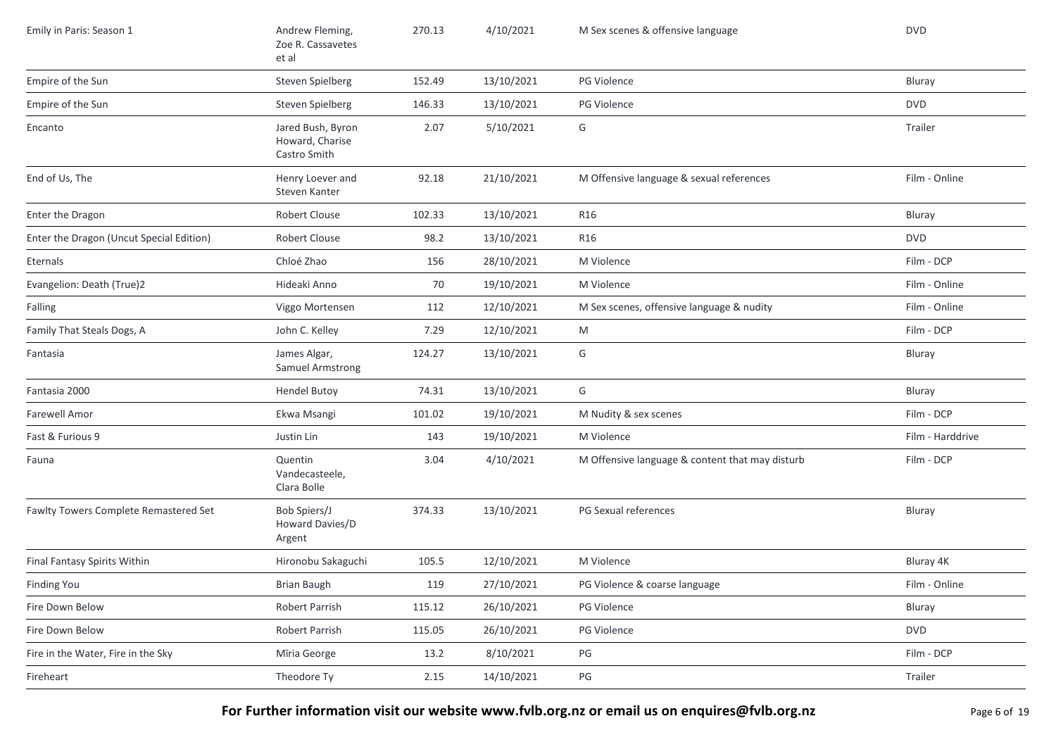| | | | | | |
|---|---|---|---|---|---|
| Emily in Paris: Season 1 | Andrew Fleming, Zoe R. Cassavetes et al | 270.13 | 4/10/2021 | M Sex scenes & offensive language | DVD |
| Empire of the Sun | Steven Spielberg | 152.49 | 13/10/2021 | PG Violence | Bluray |
| Empire of the Sun | Steven Spielberg | 146.33 | 13/10/2021 | PG Violence | DVD |
| Encanto | Jared Bush, Byron Howard, Charise Castro Smith | 2.07 | 5/10/2021 | G | Trailer |
| End of Us, The | Henry Loever and Steven Kanter | 92.18 | 21/10/2021 | M Offensive language & sexual references | Film - Online |
| Enter the Dragon | Robert Clouse | 102.33 | 13/10/2021 | R16 | Bluray |
| Enter the Dragon (Uncut Special Edition) | Robert Clouse | 98.2 | 13/10/2021 | R16 | DVD |
| Eternals | Chloé Zhao | 156 | 28/10/2021 | M Violence | Film - DCP |
| Evangelion: Death (True)2 | Hideaki Anno | 70 | 19/10/2021 | M Violence | Film - Online |
| Falling | Viggo Mortensen | 112 | 12/10/2021 | M Sex scenes, offensive language & nudity | Film - Online |
| Family That Steals Dogs, A | John C. Kelley | 7.29 | 12/10/2021 | M | Film - DCP |
| Fantasia | James Algar, Samuel Armstrong | 124.27 | 13/10/2021 | G | Bluray |
| Fantasia 2000 | Hendel Butoy | 74.31 | 13/10/2021 | G | Bluray |
| Farewell Amor | Ekwa Msangi | 101.02 | 19/10/2021 | M Nudity & sex scenes | Film - DCP |
| Fast & Furious 9 | Justin Lin | 143 | 19/10/2021 | M Violence | Film - Harddrive |
| Fauna | Quentin Vandecasteele, Clara Bolle | 3.04 | 4/10/2021 | M Offensive language & content that may disturb | Film - DCP |
| Fawlty Towers Complete Remastered Set | Bob Spiers/J Howard Davies/D Argent | 374.33 | 13/10/2021 | PG Sexual references | Bluray |
| Final Fantasy Spirits Within | Hironobu Sakaguchi | 105.5 | 12/10/2021 | M Violence | Bluray 4K |
| Finding You | Brian Baugh | 119 | 27/10/2021 | PG Violence & coarse language | Film - Online |
| Fire Down Below | Robert Parrish | 115.12 | 26/10/2021 | PG Violence | Bluray |
| Fire Down Below | Robert Parrish | 115.05 | 26/10/2021 | PG Violence | DVD |
| Fire in the Water, Fire in the Sky | Mīria George | 13.2 | 8/10/2021 | PG | Film - DCP |
| Fireheart | Theodore Ty | 2.15 | 14/10/2021 | PG | Trailer |

**For Further information visit our website www.fvlb.org.nz or email us on enquires@fvlb.org.nz**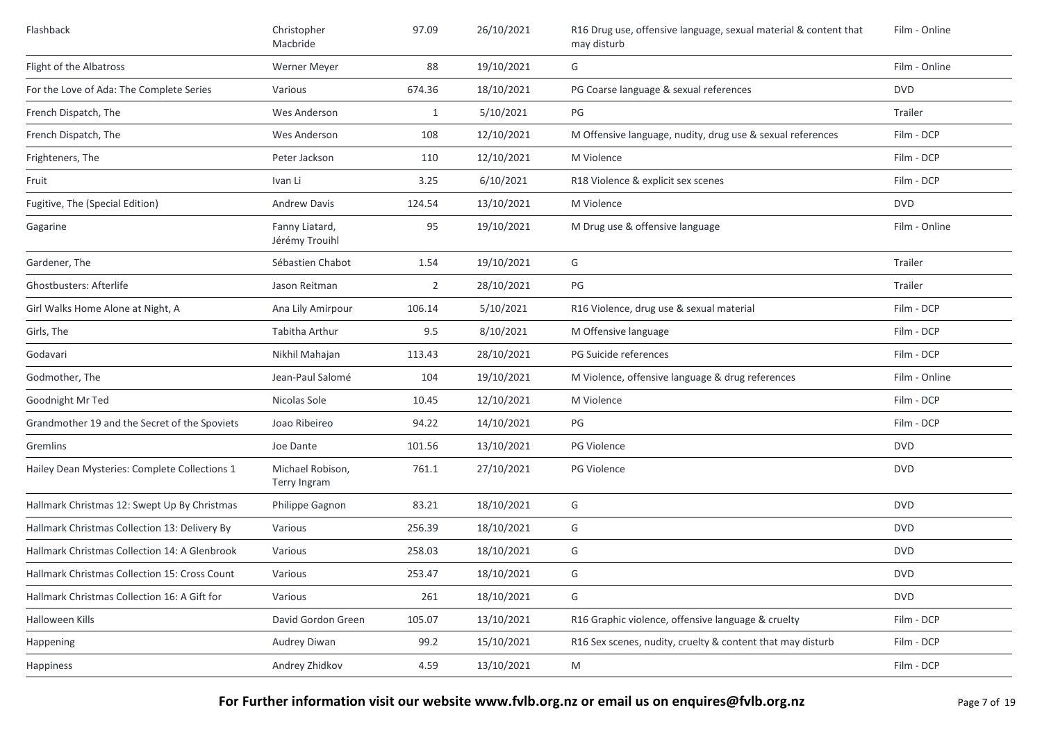| | | | | | |
|---|---|---|---|---|---|
| Flashback | Christopher Macbride | 97.09 | 26/10/2021 | R16 Drug use, offensive language, sexual material & content that may disturb | Film - Online |
| Flight of the Albatross | Werner Meyer | 88 | 19/10/2021 | G | Film - Online |
| For the Love of Ada: The Complete Series | Various | 674.36 | 18/10/2021 | PG Coarse language & sexual references | DVD |
| French Dispatch, The | Wes Anderson | 1 | 5/10/2021 | PG | Trailer |
| French Dispatch, The | Wes Anderson | 108 | 12/10/2021 | M Offensive language, nudity, drug use & sexual references | Film - DCP |
| Frighteners, The | Peter Jackson | 110 | 12/10/2021 | M Violence | Film - DCP |
| Fruit | Ivan Li | 3.25 | 6/10/2021 | R18 Violence & explicit sex scenes | Film - DCP |
| Fugitive, The (Special Edition) | Andrew Davis | 124.54 | 13/10/2021 | M Violence | DVD |
| Gagarine | Fanny Liatard, Jérémy Trouihl | 95 | 19/10/2021 | M Drug use & offensive language | Film - Online |
| Gardener, The | Sébastien Chabot | 1.54 | 19/10/2021 | G | Trailer |
| Ghostbusters: Afterlife | Jason Reitman | 2 | 28/10/2021 | PG | Trailer |
| Girl Walks Home Alone at Night, A | Ana Lily Amirpour | 106.14 | 5/10/2021 | R16 Violence, drug use & sexual material | Film - DCP |
| Girls, The | Tabitha Arthur | 9.5 | 8/10/2021 | M Offensive language | Film - DCP |
| Godavari | Nikhil Mahajan | 113.43 | 28/10/2021 | PG Suicide references | Film - DCP |
| Godmother, The | Jean-Paul Salomé | 104 | 19/10/2021 | M Violence, offensive language & drug references | Film - Online |
| Goodnight Mr Ted | Nicolas Sole | 10.45 | 12/10/2021 | M Violence | Film - DCP |
| Grandmother 19 and the Secret of the Spoviets | Joao Ribeireo | 94.22 | 14/10/2021 | PG | Film - DCP |
| Gremlins | Joe Dante | 101.56 | 13/10/2021 | PG Violence | DVD |
| Hailey Dean Mysteries: Complete Collections 1 | Michael Robison, Terry Ingram | 761.1 | 27/10/2021 | PG Violence | DVD |
| Hallmark Christmas 12: Swept Up By Christmas | Philippe Gagnon | 83.21 | 18/10/2021 | G | DVD |
| Hallmark Christmas Collection 13: Delivery By | Various | 256.39 | 18/10/2021 | G | DVD |
| Hallmark Christmas Collection 14: A Glenbrook | Various | 258.03 | 18/10/2021 | G | DVD |
| Hallmark Christmas Collection 15: Cross Count | Various | 253.47 | 18/10/2021 | G | DVD |
| Hallmark Christmas Collection 16: A Gift for | Various | 261 | 18/10/2021 | G | DVD |
| Halloween Kills | David Gordon Green | 105.07 | 13/10/2021 | R16 Graphic violence, offensive language & cruelty | Film - DCP |
| Happening | Audrey Diwan | 99.2 | 15/10/2021 | R16 Sex scenes, nudity, cruelty & content that may disturb | Film - DCP |
| Happiness | Andrey Zhidkov | 4.59 | 13/10/2021 | M | Film - DCP |

**For Further information visit our website www.fvlb.org.nz or email us on enquires@fvlb.org.nz**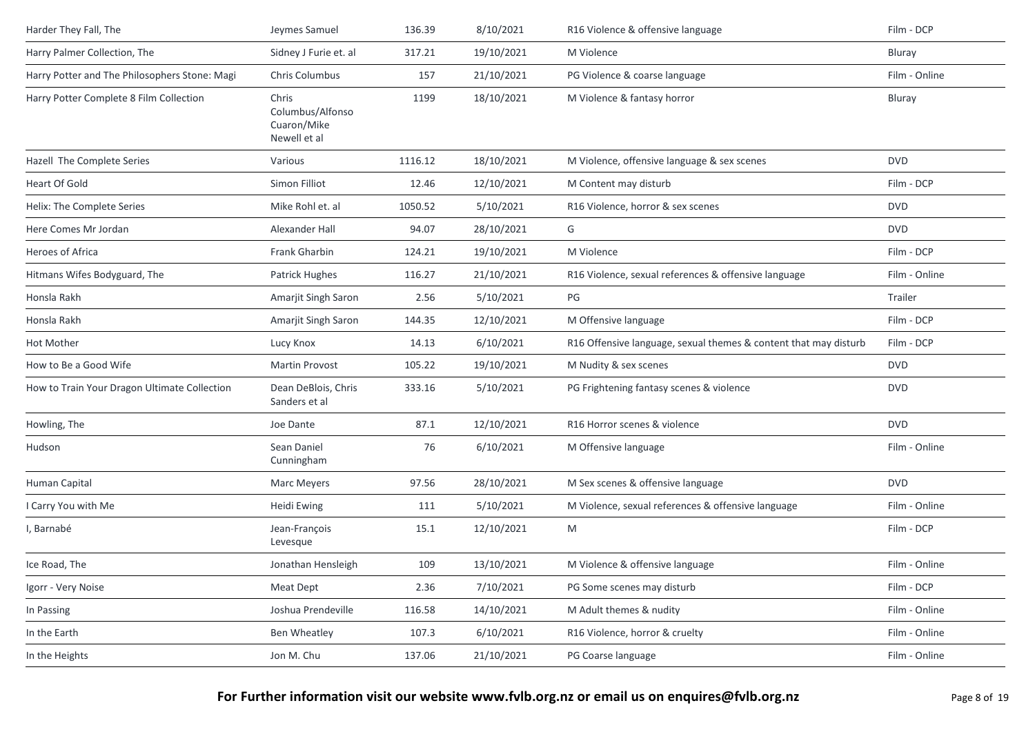| | | | | | |
|---|---|---|---|---|---|
| Harder They Fall, The | Jeymes Samuel | 136.39 | 8/10/2021 | R16 Violence & offensive language | Film - DCP |
| Harry Palmer Collection, The | Sidney J Furie et. al | 317.21 | 19/10/2021 | M Violence | Bluray |
| Harry Potter and The Philosophers Stone: Magi | Chris Columbus | 157 | 21/10/2021 | PG Violence & coarse language | Film - Online |
| Harry Potter Complete 8 Film Collection | Chris Columbus/Alfonso Cuaron/Mike Newell et al | 1199 | 18/10/2021 | M Violence & fantasy horror | Bluray |
| Hazell The Complete Series | Various | 1116.12 | 18/10/2021 | M Violence, offensive language & sex scenes | DVD |
| Heart Of Gold | Simon Filliot | 12.46 | 12/10/2021 | M Content may disturb | Film - DCP |
| Helix: The Complete Series | Mike Rohl et. al | 1050.52 | 5/10/2021 | R16 Violence, horror & sex scenes | DVD |
| Here Comes Mr Jordan | Alexander Hall | 94.07 | 28/10/2021 | G | DVD |
| Heroes of Africa | Frank Gharbin | 124.21 | 19/10/2021 | M Violence | Film - DCP |
| Hitmans Wifes Bodyguard, The | Patrick Hughes | 116.27 | 21/10/2021 | R16 Violence, sexual references & offensive language | Film - Online |
| Honsla Rakh | Amarjit Singh Saron | 2.56 | 5/10/2021 | PG | Trailer |
| Honsla Rakh | Amarjit Singh Saron | 144.35 | 12/10/2021 | M Offensive language | Film - DCP |
| Hot Mother | Lucy Knox | 14.13 | 6/10/2021 | R16 Offensive language, sexual themes & content that may disturb | Film - DCP |
| How to Be a Good Wife | Martin Provost | 105.22 | 19/10/2021 | M Nudity & sex scenes | DVD |
| How to Train Your Dragon Ultimate Collection | Dean DeBlois, Chris Sanders et al | 333.16 | 5/10/2021 | PG Frightening fantasy scenes & violence | DVD |
| Howling, The | Joe Dante | 87.1 | 12/10/2021 | R16 Horror scenes & violence | DVD |
| Hudson | Sean Daniel Cunningham | 76 | 6/10/2021 | M Offensive language | Film - Online |
| Human Capital | Marc Meyers | 97.56 | 28/10/2021 | M Sex scenes & offensive language | DVD |
| I Carry You with Me | Heidi Ewing | 111 | 5/10/2021 | M Violence, sexual references & offensive language | Film - Online |
| I, Barnabé | Jean-François Levesque | 15.1 | 12/10/2021 | M | Film - DCP |
| Ice Road, The | Jonathan Hensleigh | 109 | 13/10/2021 | M Violence & offensive language | Film - Online |
| Igorr - Very Noise | Meat Dept | 2.36 | 7/10/2021 | PG Some scenes may disturb | Film - DCP |
| In Passing | Joshua Prendeville | 116.58 | 14/10/2021 | M Adult themes & nudity | Film - Online |
| In the Earth | Ben Wheatley | 107.3 | 6/10/2021 | R16 Violence, horror & cruelty | Film - Online |
| In the Heights | Jon M. Chu | 137.06 | 21/10/2021 | PG Coarse language | Film - Online |

**For Further information visit our website www.fvlb.org.nz or email us on enquires@fvlb.org.nz**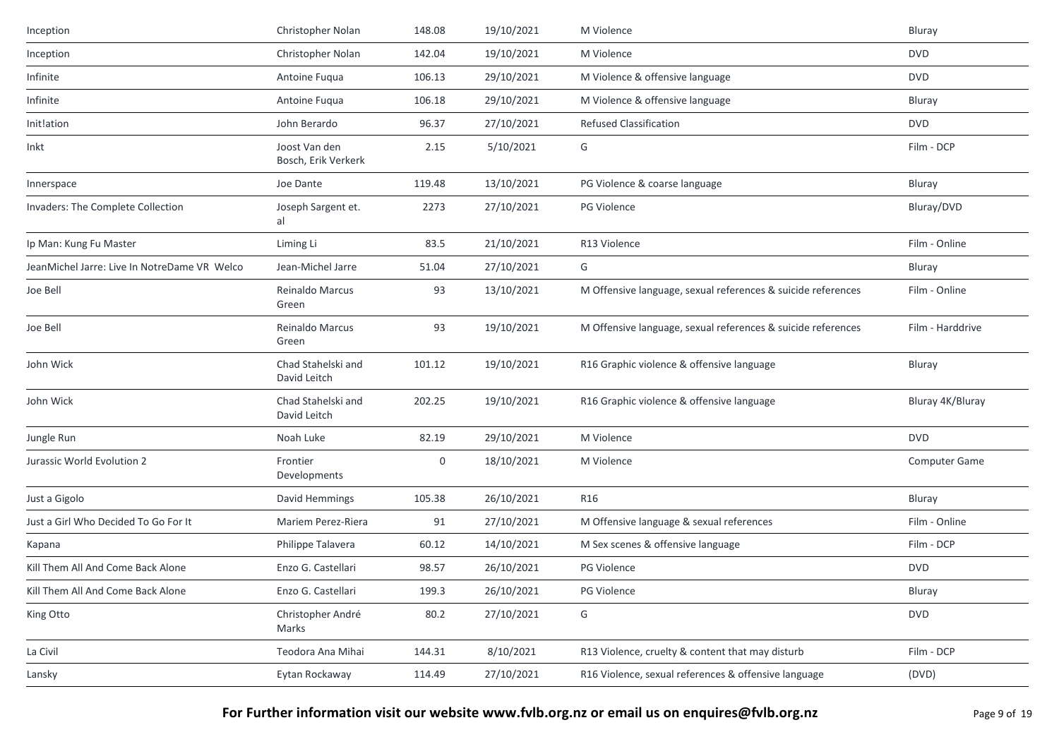| Inception | Christopher Nolan | 148.08 | 19/10/2021 | M Violence | Bluray |
|---|---|---|---|---|---|
| Inception | Christopher Nolan | 142.04 | 19/10/2021 | M Violence | DVD |
| Infinite | Antoine Fuqua | 106.13 | 29/10/2021 | M Violence & offensive language | DVD |
| Infinite | Antoine Fuqua | 106.18 | 29/10/2021 | M Violence & offensive language | Bluray |
| Init!ation | John Berardo | 96.37 | 27/10/2021 | Refused Classification | DVD |
| Inkt | Joost Van den Bosch, Erik Verkerk | 2.15 | 5/10/2021 | G | Film - DCP |
| Innerspace | Joe Dante | 119.48 | 13/10/2021 | PG Violence & coarse language | Bluray |
| Invaders: The Complete Collection | Joseph Sargent et. al | 2273 | 27/10/2021 | PG Violence | Bluray/DVD |
| Ip Man: Kung Fu Master | Liming Li | 83.5 | 21/10/2021 | R13 Violence | Film - Online |
| JeanMichel Jarre: Live In NotreDame VR Welco | Jean-Michel Jarre | 51.04 | 27/10/2021 | G | Bluray |
| Joe Bell | Reinaldo Marcus Green | 93 | 13/10/2021 | M Offensive language, sexual references & suicide references | Film - Online |
| Joe Bell | Reinaldo Marcus Green | 93 | 19/10/2021 | M Offensive language, sexual references & suicide references | Film - Harddrive |
| John Wick | Chad Stahelski and David Leitch | 101.12 | 19/10/2021 | R16 Graphic violence & offensive language | Bluray |
| John Wick | Chad Stahelski and David Leitch | 202.25 | 19/10/2021 | R16 Graphic violence & offensive language | Bluray 4K/Bluray |
| Jungle Run | Noah Luke | 82.19 | 29/10/2021 | M Violence | DVD |
| Jurassic World Evolution 2 | Frontier Developments | 0 | 18/10/2021 | M Violence | Computer Game |
| Just a Gigolo | David Hemmings | 105.38 | 26/10/2021 | R16 | Bluray |
| Just a Girl Who Decided To Go For It | Mariem Perez-Riera | 91 | 27/10/2021 | M Offensive language & sexual references | Film - Online |
| Kapana | Philippe Talavera | 60.12 | 14/10/2021 | M Sex scenes & offensive language | Film - DCP |
| Kill Them All And Come Back Alone | Enzo G. Castellari | 98.57 | 26/10/2021 | PG Violence | DVD |
| Kill Them All And Come Back Alone | Enzo G. Castellari | 199.3 | 26/10/2021 | PG Violence | Bluray |
| King Otto | Christopher André Marks | 80.2 | 27/10/2021 | G | DVD |
| La Civil | Teodora Ana Mihai | 144.31 | 8/10/2021 | R13 Violence, cruelty & content that may disturb | Film - DCP |
| Lansky | Eytan Rockaway | 114.49 | 27/10/2021 | R16 Violence, sexual references & offensive language | (DVD) |

**For Further information visit our website www.fvlb.org.nz or email us on enquires@fvlb.org.nz**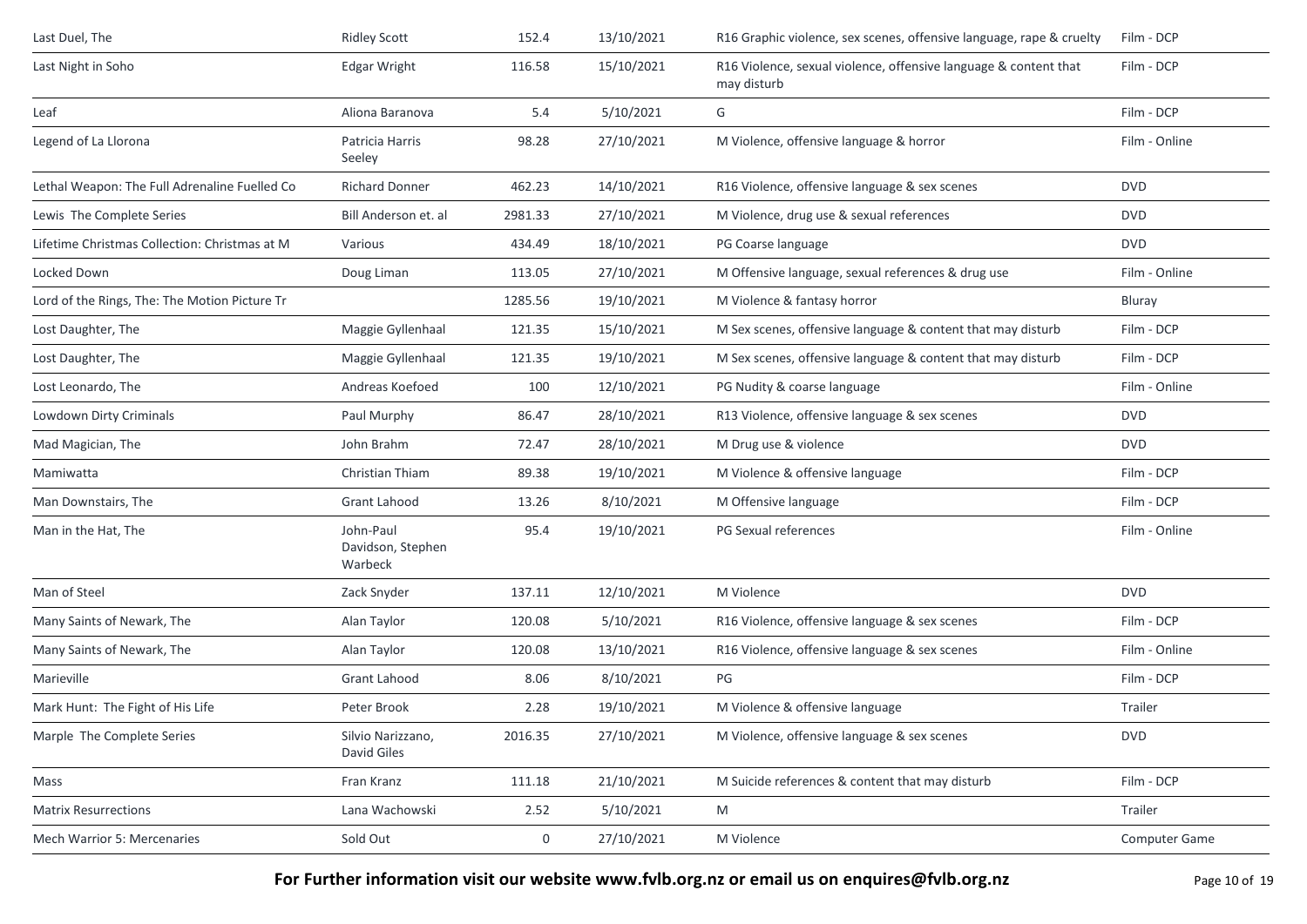| | | | | | |
|---|---|---|---|---|---|
| Last Duel, The | Ridley Scott | 152.4 | 13/10/2021 | R16 Graphic violence, sex scenes, offensive language, rape & cruelty | Film - DCP |
| Last Night in Soho | Edgar Wright | 116.58 | 15/10/2021 | R16 Violence, sexual violence, offensive language & content that may disturb | Film - DCP |
| Leaf | Aliona Baranova | 5.4 | 5/10/2021 | G | Film - DCP |
| Legend of La Llorona | Patricia Harris Seeley | 98.28 | 27/10/2021 | M Violence, offensive language & horror | Film - Online |
| Lethal Weapon: The Full Adrenaline Fuelled Co | Richard Donner | 462.23 | 14/10/2021 | R16 Violence, offensive language & sex scenes | DVD |
| Lewis The Complete Series | Bill Anderson et. al | 2981.33 | 27/10/2021 | M Violence, drug use & sexual references | DVD |
| Lifetime Christmas Collection: Christmas at M | Various | 434.49 | 18/10/2021 | PG Coarse language | DVD |
| Locked Down | Doug Liman | 113.05 | 27/10/2021 | M Offensive language, sexual references & drug use | Film - Online |
| Lord of the Rings, The: The Motion Picture Tr | | 1285.56 | 19/10/2021 | M Violence & fantasy horror | Bluray |
| Lost Daughter, The | Maggie Gyllenhaal | 121.35 | 15/10/2021 | M Sex scenes, offensive language & content that may disturb | Film - DCP |
| Lost Daughter, The | Maggie Gyllenhaal | 121.35 | 19/10/2021 | M Sex scenes, offensive language & content that may disturb | Film - DCP |
| Lost Leonardo, The | Andreas Koefoed | 100 | 12/10/2021 | PG Nudity & coarse language | Film - Online |
| Lowdown Dirty Criminals | Paul Murphy | 86.47 | 28/10/2021 | R13 Violence, offensive language & sex scenes | DVD |
| Mad Magician, The | John Brahm | 72.47 | 28/10/2021 | M Drug use & violence | DVD |
| Mamiwatta | Christian Thiam | 89.38 | 19/10/2021 | M Violence & offensive language | Film - DCP |
| Man Downstairs, The | Grant Lahood | 13.26 | 8/10/2021 | M Offensive language | Film - DCP |
| Man in the Hat, The | John-Paul Davidson, Stephen Warbeck | 95.4 | 19/10/2021 | PG Sexual references | Film - Online |
| Man of Steel | Zack Snyder | 137.11 | 12/10/2021 | M Violence | DVD |
| Many Saints of Newark, The | Alan Taylor | 120.08 | 5/10/2021 | R16 Violence, offensive language & sex scenes | Film - DCP |
| Many Saints of Newark, The | Alan Taylor | 120.08 | 13/10/2021 | R16 Violence, offensive language & sex scenes | Film - Online |
| Marieville | Grant Lahood | 8.06 | 8/10/2021 | PG | Film - DCP |
| Mark Hunt: The Fight of His Life | Peter Brook | 2.28 | 19/10/2021 | M Violence & offensive language | Trailer |
| Marple The Complete Series | Silvio Narizzano, David Giles | 2016.35 | 27/10/2021 | M Violence, offensive language & sex scenes | DVD |
| Mass | Fran Kranz | 111.18 | 21/10/2021 | M Suicide references & content that may disturb | Film - DCP |
| Matrix Resurrections | Lana Wachowski | 2.52 | 5/10/2021 | M | Trailer |
| Mech Warrior 5: Mercenaries | Sold Out | 0 | 27/10/2021 | M Violence | Computer Game |

**For Further information visit our website www.fvlb.org.nz or email us on enquires@fvlb.org.nz**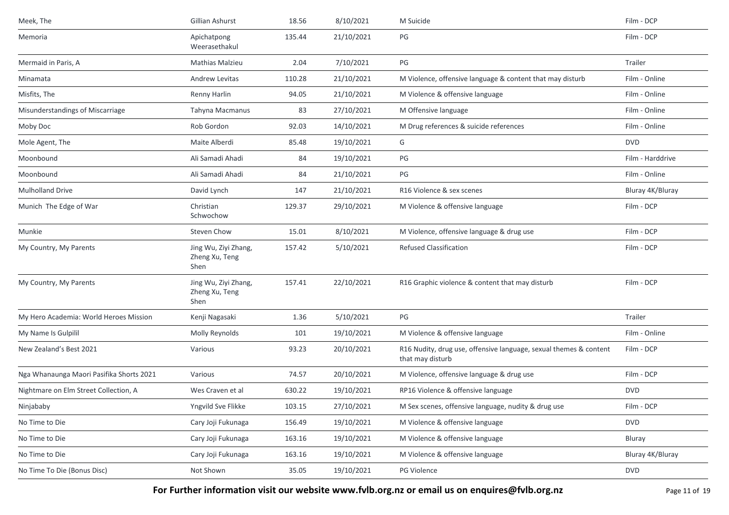| | | | | | |
|---|---|---|---|---|---|
| Meek, The | Gillian Ashurst | 18.56 | 8/10/2021 | M Suicide | Film - DCP |
| Memoria | Apichatpong Weerasethakul | 135.44 | 21/10/2021 | PG | Film - DCP |
| Mermaid in Paris, A | Mathias Malzieu | 2.04 | 7/10/2021 | PG | Trailer |
| Minamata | Andrew Levitas | 110.28 | 21/10/2021 | M Violence, offensive language & content that may disturb | Film - Online |
| Misfits, The | Renny Harlin | 94.05 | 21/10/2021 | M Violence & offensive language | Film - Online |
| Misunderstandings of Miscarriage | Tahyna Macmanus | 83 | 27/10/2021 | M Offensive language | Film - Online |
| Moby Doc | Rob Gordon | 92.03 | 14/10/2021 | M Drug references & suicide references | Film - Online |
| Mole Agent, The | Maite Alberdi | 85.48 | 19/10/2021 | G | DVD |
| Moonbound | Ali Samadi Ahadi | 84 | 19/10/2021 | PG | Film - Harddrive |
| Moonbound | Ali Samadi Ahadi | 84 | 21/10/2021 | PG | Film - Online |
| Mulholland Drive | David Lynch | 147 | 21/10/2021 | R16 Violence & sex scenes | Bluray 4K/Bluray |
| Munich The Edge of War | Christian Schwochow | 129.37 | 29/10/2021 | M Violence & offensive language | Film - DCP |
| Munkie | Steven Chow | 15.01 | 8/10/2021 | M Violence, offensive language & drug use | Film - DCP |
| My Country, My Parents | Jing Wu, Ziyi Zhang, Zheng Xu, Teng Shen | 157.42 | 5/10/2021 | Refused Classification | Film - DCP |
| My Country, My Parents | Jing Wu, Ziyi Zhang, Zheng Xu, Teng Shen | 157.41 | 22/10/2021 | R16 Graphic violence & content that may disturb | Film - DCP |
| My Hero Academia: World Heroes Mission | Kenji Nagasaki | 1.36 | 5/10/2021 | PG | Trailer |
| My Name Is Gulpilil | Molly Reynolds | 101 | 19/10/2021 | M Violence & offensive language | Film - Online |
| New Zealand's Best 2021 | Various | 93.23 | 20/10/2021 | R16 Nudity, drug use, offensive language, sexual themes & content that may disturb | Film - DCP |
| Nga Whanaunga Maori Pasifika Shorts 2021 | Various | 74.57 | 20/10/2021 | M Violence, offensive language & drug use | Film - DCP |
| Nightmare on Elm Street Collection, A | Wes Craven et al | 630.22 | 19/10/2021 | RP16 Violence & offensive language | DVD |
| Ninjababy | Yngvild Sve Flikke | 103.15 | 27/10/2021 | M Sex scenes, offensive language, nudity & drug use | Film - DCP |
| No Time to Die | Cary Joji Fukunaga | 156.49 | 19/10/2021 | M Violence & offensive language | DVD |
| No Time to Die | Cary Joji Fukunaga | 163.16 | 19/10/2021 | M Violence & offensive language | Bluray |
| No Time to Die | Cary Joji Fukunaga | 163.16 | 19/10/2021 | M Violence & offensive language | Bluray 4K/Bluray |
| No Time To Die (Bonus Disc) | Not Shown | 35.05 | 19/10/2021 | PG Violence | DVD |

**For Further information visit our website www.fvlb.org.nz or email us on enquires@fvlb.org.nz**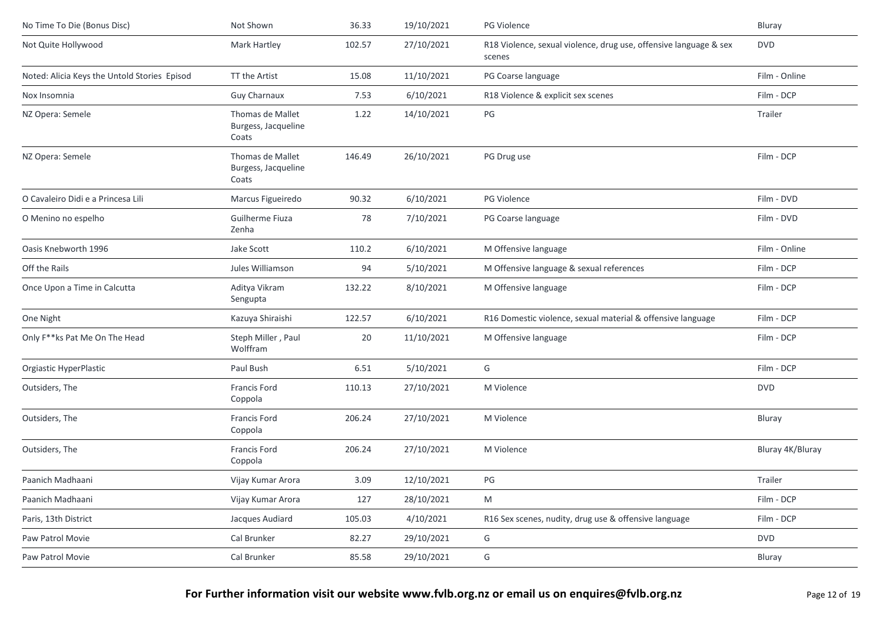| No Time To Die (Bonus Disc) | Not Shown | 36.33 | 19/10/2021 | PG Violence | Bluray |
|---|---|---|---|---|---|
| Not Quite Hollywood | Mark Hartley | 102.57 | 27/10/2021 | R18 Violence, sexual violence, drug use, offensive language & sex scenes | DVD |
| Noted: Alicia Keys the Untold Stories Episod | TT the Artist | 15.08 | 11/10/2021 | PG Coarse language | Film - Online |
| Nox Insomnia | Guy Charnaux | 7.53 | 6/10/2021 | R18 Violence & explicit sex scenes | Film - DCP |
| NZ Opera: Semele | Thomas de Mallet Burgess, Jacqueline Coats | 1.22 | 14/10/2021 | PG | Trailer |
| NZ Opera: Semele | Thomas de Mallet Burgess, Jacqueline Coats | 146.49 | 26/10/2021 | PG Drug use | Film - DCP |
| O Cavaleiro Didi e a Princesa Lili | Marcus Figueiredo | 90.32 | 6/10/2021 | PG Violence | Film - DVD |
| O Menino no espelho | Guilherme Fiuza Zenha | 78 | 7/10/2021 | PG Coarse language | Film - DVD |
| Oasis Knebworth 1996 | Jake Scott | 110.2 | 6/10/2021 | M Offensive language | Film - Online |
| Off the Rails | Jules Williamson | 94 | 5/10/2021 | M Offensive language & sexual references | Film - DCP |
| Once Upon a Time in Calcutta | Aditya Vikram Sengupta | 132.22 | 8/10/2021 | M Offensive language | Film - DCP |
| One Night | Kazuya Shiraishi | 122.57 | 6/10/2021 | R16 Domestic violence, sexual material & offensive language | Film - DCP |
| Only F**ks Pat Me On The Head | Steph Miller , Paul Wolffram | 20 | 11/10/2021 | M Offensive language | Film - DCP |
| Orgiastic HyperPlastic | Paul Bush | 6.51 | 5/10/2021 | G | Film - DCP |
| Outsiders, The | Francis Ford Coppola | 110.13 | 27/10/2021 | M Violence | DVD |
| Outsiders, The | Francis Ford Coppola | 206.24 | 27/10/2021 | M Violence | Bluray |
| Outsiders, The | Francis Ford Coppola | 206.24 | 27/10/2021 | M Violence | Bluray 4K/Bluray |
| Paanich Madhaani | Vijay Kumar Arora | 3.09 | 12/10/2021 | PG | Trailer |
| Paanich Madhaani | Vijay Kumar Arora | 127 | 28/10/2021 | M | Film - DCP |
| Paris, 13th District | Jacques Audiard | 105.03 | 4/10/2021 | R16 Sex scenes, nudity, drug use & offensive language | Film - DCP |
| Paw Patrol Movie | Cal Brunker | 82.27 | 29/10/2021 | G | DVD |
| Paw Patrol Movie | Cal Brunker | 85.58 | 29/10/2021 | G | Bluray |

**For Further information visit our website www.fvlb.org.nz or email us on enquires@fvlb.org.nz**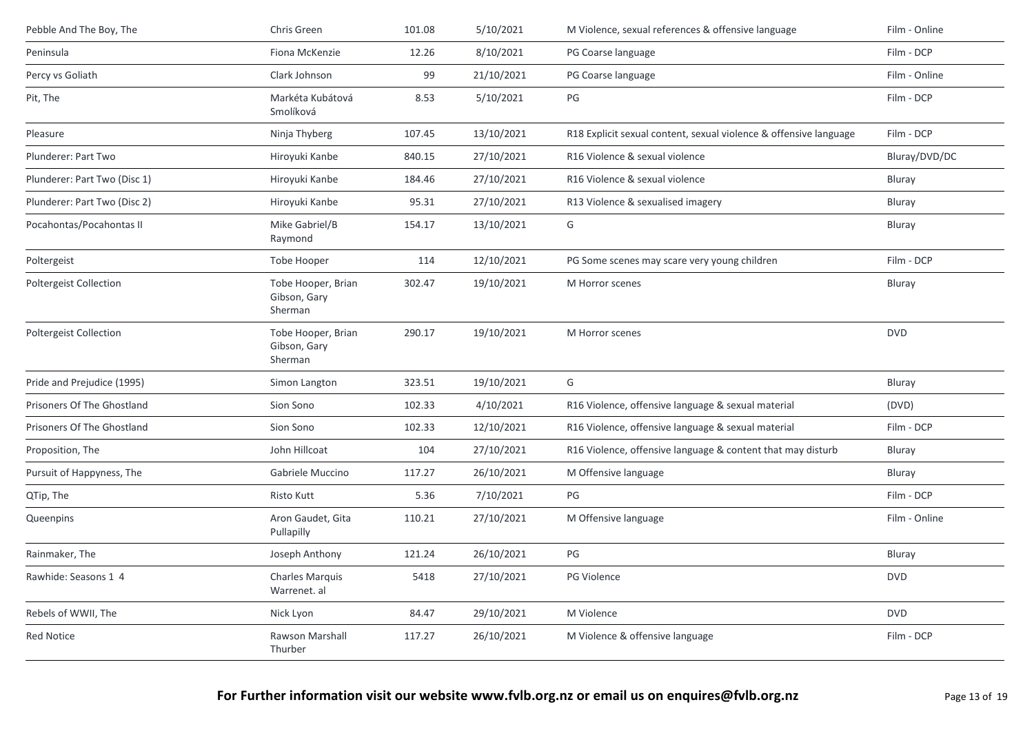| | | | | | |
|---|---|---|---|---|---|
| Pebble And The Boy, The | Chris Green | 101.08 | 5/10/2021 | M Violence, sexual references & offensive language | Film - Online |
| Peninsula | Fiona McKenzie | 12.26 | 8/10/2021 | PG Coarse language | Film - DCP |
| Percy vs Goliath | Clark Johnson | 99 | 21/10/2021 | PG Coarse language | Film - Online |
| Pit, The | Markéta Kubátová Smolíková | 8.53 | 5/10/2021 | PG | Film - DCP |
| Pleasure | Ninja Thyberg | 107.45 | 13/10/2021 | R18 Explicit sexual content, sexual violence & offensive language | Film - DCP |
| Plunderer: Part Two | Hiroyuki Kanbe | 840.15 | 27/10/2021 | R16 Violence & sexual violence | Bluray/DVD/DC |
| Plunderer: Part Two (Disc 1) | Hiroyuki Kanbe | 184.46 | 27/10/2021 | R16 Violence & sexual violence | Bluray |
| Plunderer: Part Two (Disc 2) | Hiroyuki Kanbe | 95.31 | 27/10/2021 | R13 Violence & sexualised imagery | Bluray |
| Pocahontas/Pocahontas II | Mike Gabriel/B Raymond | 154.17 | 13/10/2021 | G | Bluray |
| Poltergeist | Tobe Hooper | 114 | 12/10/2021 | PG Some scenes may scare very young children | Film - DCP |
| Poltergeist Collection | Tobe Hooper, Brian Gibson, Gary Sherman | 302.47 | 19/10/2021 | M Horror scenes | Bluray |
| Poltergeist Collection | Tobe Hooper, Brian Gibson, Gary Sherman | 290.17 | 19/10/2021 | M Horror scenes | DVD |
| Pride and Prejudice (1995) | Simon Langton | 323.51 | 19/10/2021 | G | Bluray |
| Prisoners Of The Ghostland | Sion Sono | 102.33 | 4/10/2021 | R16 Violence, offensive language & sexual material | (DVD) |
| Prisoners Of The Ghostland | Sion Sono | 102.33 | 12/10/2021 | R16 Violence, offensive language & sexual material | Film - DCP |
| Proposition, The | John Hillcoat | 104 | 27/10/2021 | R16 Violence, offensive language & content that may disturb | Bluray |
| Pursuit of Happyness, The | Gabriele Muccino | 117.27 | 26/10/2021 | M Offensive language | Bluray |
| QTip, The | Risto Kutt | 5.36 | 7/10/2021 | PG | Film - DCP |
| Queenpins | Aron Gaudet, Gita Pullapilly | 110.21 | 27/10/2021 | M Offensive language | Film - Online |
| Rainmaker, The | Joseph Anthony | 121.24 | 26/10/2021 | PG | Bluray |
| Rawhide: Seasons 1 4 | Charles Marquis Warrenet. al | 5418 | 27/10/2021 | PG Violence | DVD |
| Rebels of WWII, The | Nick Lyon | 84.47 | 29/10/2021 | M Violence | DVD |
| Red Notice | Rawson Marshall Thurber | 117.27 | 26/10/2021 | M Violence & offensive language | Film - DCP |

**For Further information visit our website www.fvlb.org.nz or email us on enquires@fvlb.org.nz**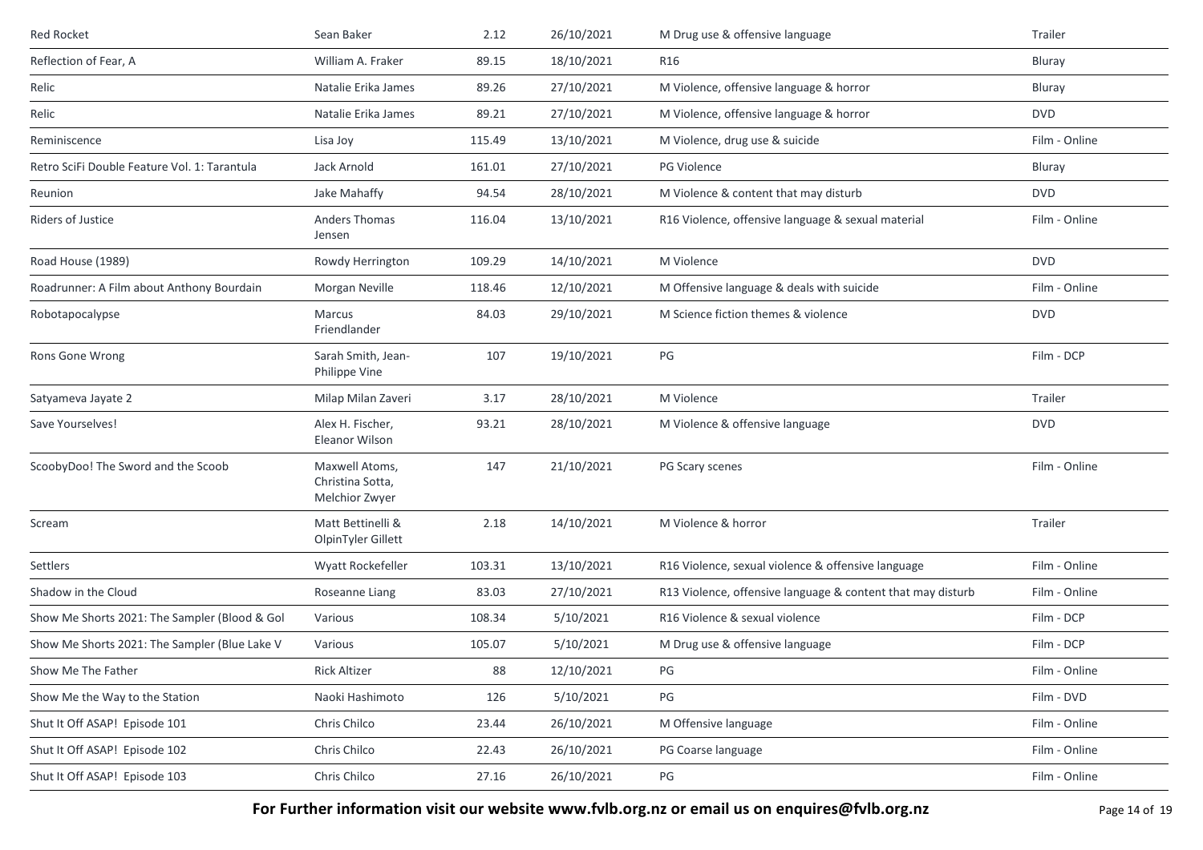| | | | | | |
|---|---|---|---|---|---|
| Red Rocket | Sean Baker | 2.12 | 26/10/2021 | M Drug use & offensive language | Trailer |
| Reflection of Fear, A | William A. Fraker | 89.15 | 18/10/2021 | R16 | Bluray |
| Relic | Natalie Erika James | 89.26 | 27/10/2021 | M Violence, offensive language & horror | Bluray |
| Relic | Natalie Erika James | 89.21 | 27/10/2021 | M Violence, offensive language & horror | DVD |
| Reminiscence | Lisa Joy | 115.49 | 13/10/2021 | M Violence, drug use & suicide | Film - Online |
| Retro SciFi Double Feature Vol. 1: Tarantula | Jack Arnold | 161.01 | 27/10/2021 | PG Violence | Bluray |
| Reunion | Jake Mahaffy | 94.54 | 28/10/2021 | M Violence & content that may disturb | DVD |
| Riders of Justice | Anders Thomas Jensen | 116.04 | 13/10/2021 | R16 Violence, offensive language & sexual material | Film - Online |
| Road House (1989) | Rowdy Herrington | 109.29 | 14/10/2021 | M Violence | DVD |
| Roadrunner: A Film about Anthony Bourdain | Morgan Neville | 118.46 | 12/10/2021 | M Offensive language & deals with suicide | Film - Online |
| Robotapocalypse | Marcus Friendlander | 84.03 | 29/10/2021 | M Science fiction themes & violence | DVD |
| Rons Gone Wrong | Sarah Smith, Jean-Philippe Vine | 107 | 19/10/2021 | PG | Film - DCP |
| Satyameva Jayate 2 | Milap Milan Zaveri | 3.17 | 28/10/2021 | M Violence | Trailer |
| Save Yourselves! | Alex H. Fischer, Eleanor Wilson | 93.21 | 28/10/2021 | M Violence & offensive language | DVD |
| ScoobyDoo! The Sword and the Scoob | Maxwell Atoms, Christina Sotta, Melchior Zwyer | 147 | 21/10/2021 | PG Scary scenes | Film - Online |
| Scream | Matt Bettinelli & OlpinTyler Gillett | 2.18 | 14/10/2021 | M Violence & horror | Trailer |
| Settlers | Wyatt Rockefeller | 103.31 | 13/10/2021 | R16 Violence, sexual violence & offensive language | Film - Online |
| Shadow in the Cloud | Roseanne Liang | 83.03 | 27/10/2021 | R13 Violence, offensive language & content that may disturb | Film - Online |
| Show Me Shorts 2021: The Sampler (Blood & Gol | Various | 108.34 | 5/10/2021 | R16 Violence & sexual violence | Film - DCP |
| Show Me Shorts 2021: The Sampler (Blue Lake V | Various | 105.07 | 5/10/2021 | M Drug use & offensive language | Film - DCP |
| Show Me The Father | Rick Altizer | 88 | 12/10/2021 | PG | Film - Online |
| Show Me the Way to the Station | Naoki Hashimoto | 126 | 5/10/2021 | PG | Film - DVD |
| Shut It Off ASAP! Episode 101 | Chris Chilco | 23.44 | 26/10/2021 | M Offensive language | Film - Online |
| Shut It Off ASAP! Episode 102 | Chris Chilco | 22.43 | 26/10/2021 | PG Coarse language | Film - Online |
| Shut It Off ASAP! Episode 103 | Chris Chilco | 27.16 | 26/10/2021 | PG | Film - Online |

**For Further information visit our website www.fvlb.org.nz or email us on enquires@fvlb.org.nz**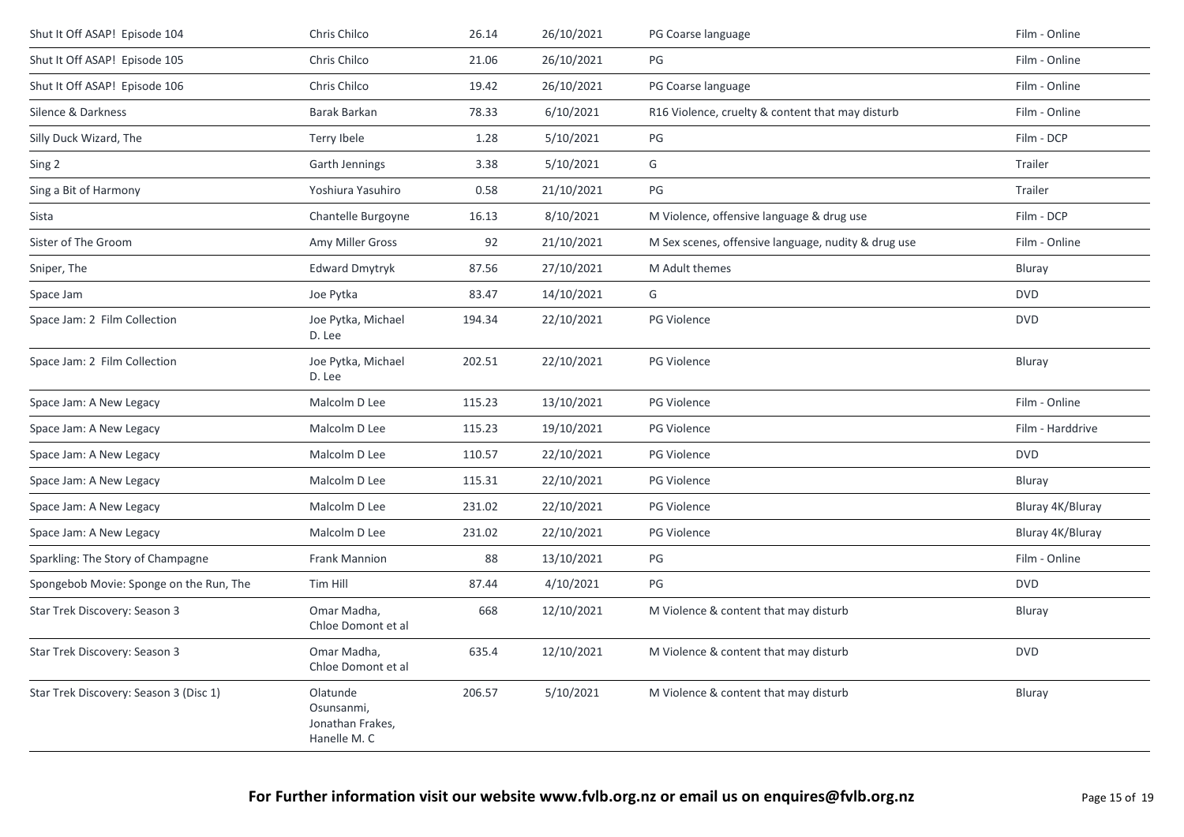| | | | | | |
|---|---|---|---|---|---|
| Shut It Off ASAP! Episode 104 | Chris Chilco | 26.14 | 26/10/2021 | PG Coarse language | Film - Online |
| Shut It Off ASAP! Episode 105 | Chris Chilco | 21.06 | 26/10/2021 | PG | Film - Online |
| Shut It Off ASAP! Episode 106 | Chris Chilco | 19.42 | 26/10/2021 | PG Coarse language | Film - Online |
| Silence & Darkness | Barak Barkan | 78.33 | 6/10/2021 | R16 Violence, cruelty & content that may disturb | Film - Online |
| Silly Duck Wizard, The | Terry Ibele | 1.28 | 5/10/2021 | PG | Film - DCP |
| Sing 2 | Garth Jennings | 3.38 | 5/10/2021 | G | Trailer |
| Sing a Bit of Harmony | Yoshiura Yasuhiro | 0.58 | 21/10/2021 | PG | Trailer |
| Sista | Chantelle Burgoyne | 16.13 | 8/10/2021 | M Violence, offensive language & drug use | Film - DCP |
| Sister of The Groom | Amy Miller Gross | 92 | 21/10/2021 | M Sex scenes, offensive language, nudity & drug use | Film - Online |
| Sniper, The | Edward Dmytryk | 87.56 | 27/10/2021 | M Adult themes | Bluray |
| Space Jam | Joe Pytka | 83.47 | 14/10/2021 | G | DVD |
| Space Jam: 2 Film Collection | Joe Pytka, Michael D. Lee | 194.34 | 22/10/2021 | PG Violence | DVD |
| Space Jam: 2 Film Collection | Joe Pytka, Michael D. Lee | 202.51 | 22/10/2021 | PG Violence | Bluray |
| Space Jam: A New Legacy | Malcolm D Lee | 115.23 | 13/10/2021 | PG Violence | Film - Online |
| Space Jam: A New Legacy | Malcolm D Lee | 115.23 | 19/10/2021 | PG Violence | Film - Harddrive |
| Space Jam: A New Legacy | Malcolm D Lee | 110.57 | 22/10/2021 | PG Violence | DVD |
| Space Jam: A New Legacy | Malcolm D Lee | 115.31 | 22/10/2021 | PG Violence | Bluray |
| Space Jam: A New Legacy | Malcolm D Lee | 231.02 | 22/10/2021 | PG Violence | Bluray 4K/Bluray |
| Space Jam: A New Legacy | Malcolm D Lee | 231.02 | 22/10/2021 | PG Violence | Bluray 4K/Bluray |
| Sparkling: The Story of Champagne | Frank Mannion | 88 | 13/10/2021 | PG | Film - Online |
| Spongebob Movie: Sponge on the Run, The | Tim Hill | 87.44 | 4/10/2021 | PG | DVD |
| Star Trek Discovery: Season 3 | Omar Madha, Chloe Domont et al | 668 | 12/10/2021 | M Violence & content that may disturb | Bluray |
| Star Trek Discovery: Season 3 | Omar Madha, Chloe Domont et al | 635.4 | 12/10/2021 | M Violence & content that may disturb | DVD |
| Star Trek Discovery: Season 3 (Disc 1) | Olatunde Osunsanmi, Jonathan Frakes, Hanelle M. C | 206.57 | 5/10/2021 | M Violence & content that may disturb | Bluray |

**For Further information visit our website www.fvlb.org.nz or email us on enquires@fvlb.org.nz**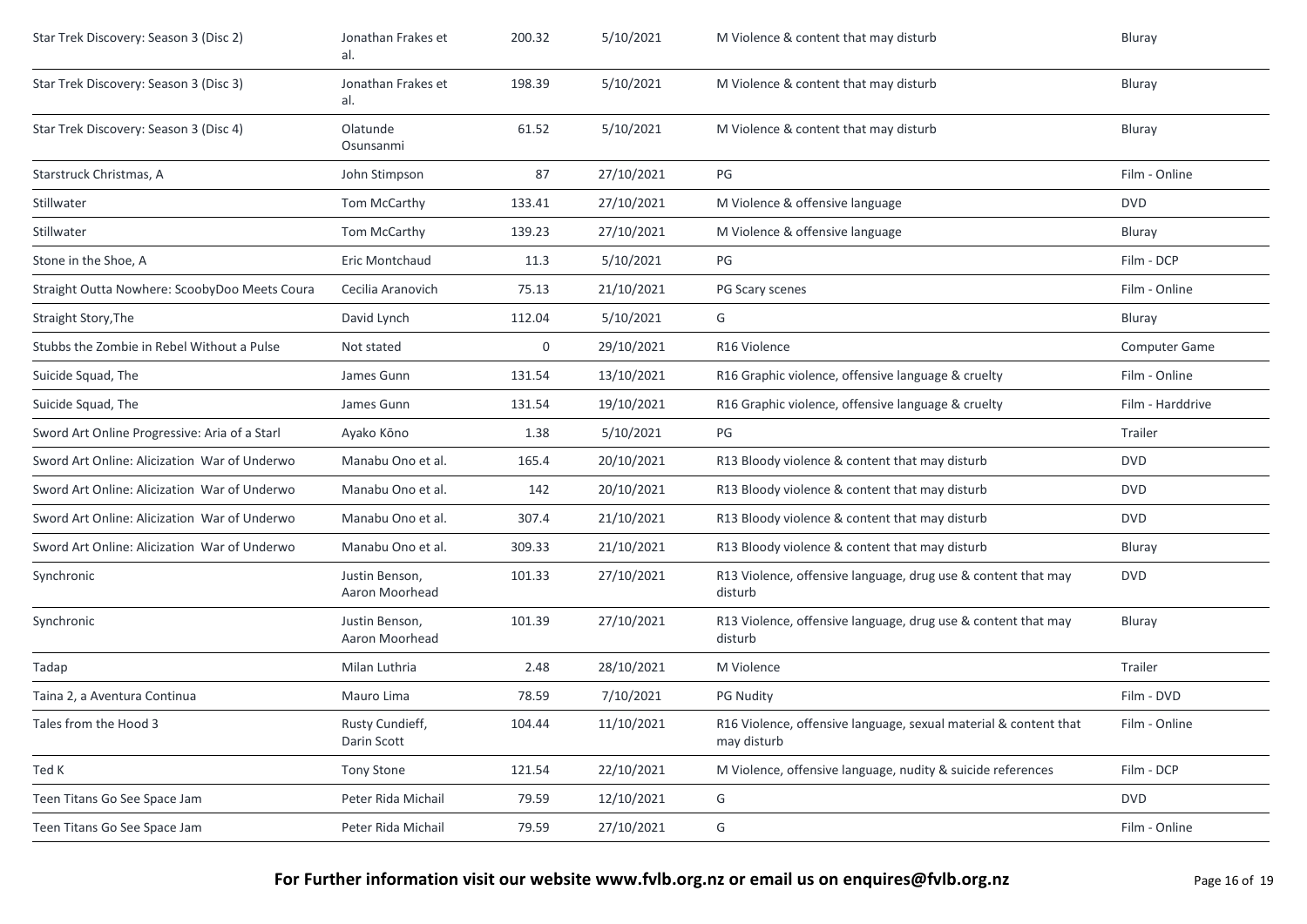| | | | | | |
|---|---|---|---|---|---|
| Star Trek Discovery: Season 3 (Disc 2) | Jonathan Frakes et al. | 200.32 | 5/10/2021 | M Violence & content that may disturb | Bluray |
| Star Trek Discovery: Season 3 (Disc 3) | Jonathan Frakes et al. | 198.39 | 5/10/2021 | M Violence & content that may disturb | Bluray |
| Star Trek Discovery: Season 3 (Disc 4) | Olatunde Osunsanmi | 61.52 | 5/10/2021 | M Violence & content that may disturb | Bluray |
| Starstruck Christmas, A | John Stimpson | 87 | 27/10/2021 | PG | Film - Online |
| Stillwater | Tom McCarthy | 133.41 | 27/10/2021 | M Violence & offensive language | DVD |
| Stillwater | Tom McCarthy | 139.23 | 27/10/2021 | M Violence & offensive language | Bluray |
| Stone in the Shoe, A | Eric Montchaud | 11.3 | 5/10/2021 | PG | Film - DCP |
| Straight Outta Nowhere: ScoobyDoo Meets Coura | Cecilia Aranovich | 75.13 | 21/10/2021 | PG Scary scenes | Film - Online |
| Straight Story,The | David Lynch | 112.04 | 5/10/2021 | G | Bluray |
| Stubbs the Zombie in Rebel Without a Pulse | Not stated | 0 | 29/10/2021 | R16 Violence | Computer Game |
| Suicide Squad, The | James Gunn | 131.54 | 13/10/2021 | R16 Graphic violence, offensive language & cruelty | Film - Online |
| Suicide Squad, The | James Gunn | 131.54 | 19/10/2021 | R16 Graphic violence, offensive language & cruelty | Film - Harddrive |
| Sword Art Online Progressive: Aria of a Starl | Ayako Kōno | 1.38 | 5/10/2021 | PG | Trailer |
| Sword Art Online: Alicization War of Underwo | Manabu Ono et al. | 165.4 | 20/10/2021 | R13 Bloody violence & content that may disturb | DVD |
| Sword Art Online: Alicization War of Underwo | Manabu Ono et al. | 142 | 20/10/2021 | R13 Bloody violence & content that may disturb | DVD |
| Sword Art Online: Alicization War of Underwo | Manabu Ono et al. | 307.4 | 21/10/2021 | R13 Bloody violence & content that may disturb | DVD |
| Sword Art Online: Alicization War of Underwo | Manabu Ono et al. | 309.33 | 21/10/2021 | R13 Bloody violence & content that may disturb | Bluray |
| Synchronic | Justin Benson, Aaron Moorhead | 101.33 | 27/10/2021 | R13 Violence, offensive language, drug use & content that may disturb | DVD |
| Synchronic | Justin Benson, Aaron Moorhead | 101.39 | 27/10/2021 | R13 Violence, offensive language, drug use & content that may disturb | Bluray |
| Tadap | Milan Luthria | 2.48 | 28/10/2021 | M Violence | Trailer |
| Taina 2, a Aventura Continua | Mauro Lima | 78.59 | 7/10/2021 | PG Nudity | Film - DVD |
| Tales from the Hood 3 | Rusty Cundieff, Darin Scott | 104.44 | 11/10/2021 | R16 Violence, offensive language, sexual material & content that may disturb | Film - Online |
| Ted K | Tony Stone | 121.54 | 22/10/2021 | M Violence, offensive language, nudity & suicide references | Film - DCP |
| Teen Titans Go See Space Jam | Peter Rida Michail | 79.59 | 12/10/2021 | G | DVD |
| Teen Titans Go See Space Jam | Peter Rida Michail | 79.59 | 27/10/2021 | G | Film - Online |

**For Further information visit our website www.fvlb.org.nz or email us on enquires@fvlb.org.nz**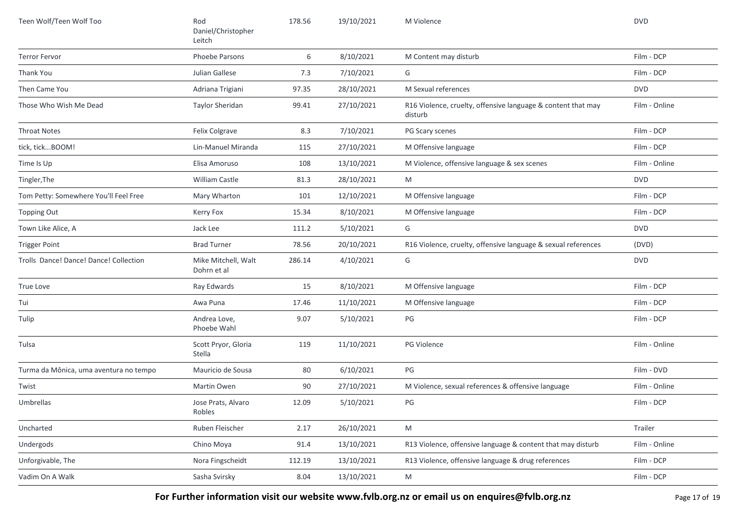| | | | | | |
|---|---|---|---|---|---|
| Teen Wolf/Teen Wolf Too | Rod Daniel/Christopher Leitch | 178.56 | 19/10/2021 | M Violence | DVD |
| Terror Fervor | Phoebe Parsons | 6 | 8/10/2021 | M Content may disturb | Film - DCP |
| Thank You | Julian Gallese | 7.3 | 7/10/2021 | G | Film - DCP |
| Then Came You | Adriana Trigiani | 97.35 | 28/10/2021 | M Sexual references | DVD |
| Those Who Wish Me Dead | Taylor Sheridan | 99.41 | 27/10/2021 | R16 Violence, cruelty, offensive language & content that may disturb | Film - Online |
| Throat Notes | Felix Colgrave | 8.3 | 7/10/2021 | PG Scary scenes | Film - DCP |
| tick, tick...BOOM! | Lin-Manuel Miranda | 115 | 27/10/2021 | M Offensive language | Film - DCP |
| Time Is Up | Elisa Amoruso | 108 | 13/10/2021 | M Violence, offensive language & sex scenes | Film - Online |
| Tingler,The | William Castle | 81.3 | 28/10/2021 | M | DVD |
| Tom Petty: Somewhere You'll Feel Free | Mary Wharton | 101 | 12/10/2021 | M Offensive language | Film - DCP |
| Topping Out | Kerry Fox | 15.34 | 8/10/2021 | M Offensive language | Film - DCP |
| Town Like Alice, A | Jack Lee | 111.2 | 5/10/2021 | G | DVD |
| Trigger Point | Brad Turner | 78.56 | 20/10/2021 | R16 Violence, cruelty, offensive language & sexual references | (DVD) |
| Trolls Dance! Dance! Dance! Collection | Mike Mitchell, Walt Dohrn et al | 286.14 | 4/10/2021 | G | DVD |
| True Love | Ray Edwards | 15 | 8/10/2021 | M Offensive language | Film - DCP |
| Tui | Awa Puna | 17.46 | 11/10/2021 | M Offensive language | Film - DCP |
| Tulip | Andrea Love, Phoebe Wahl | 9.07 | 5/10/2021 | PG | Film - DCP |
| Tulsa | Scott Pryor, Gloria Stella | 119 | 11/10/2021 | PG Violence | Film - Online |
| Turma da Mônica, uma aventura no tempo | Mauricio de Sousa | 80 | 6/10/2021 | PG | Film - DVD |
| Twist | Martin Owen | 90 | 27/10/2021 | M Violence, sexual references & offensive language | Film - Online |
| Umbrellas | Jose Prats, Alvaro Robles | 12.09 | 5/10/2021 | PG | Film - DCP |
| Uncharted | Ruben Fleischer | 2.17 | 26/10/2021 | M | Trailer |
| Undergods | Chino Moya | 91.4 | 13/10/2021 | R13 Violence, offensive language & content that may disturb | Film - Online |
| Unforgivable, The | Nora Fingscheidt | 112.19 | 13/10/2021 | R13 Violence, offensive language & drug references | Film - DCP |
| Vadim On A Walk | Sasha Svirsky | 8.04 | 13/10/2021 | M | Film - DCP |

**For Further information visit our website www.fvlb.org.nz or email us on enquires@fvlb.org.nz**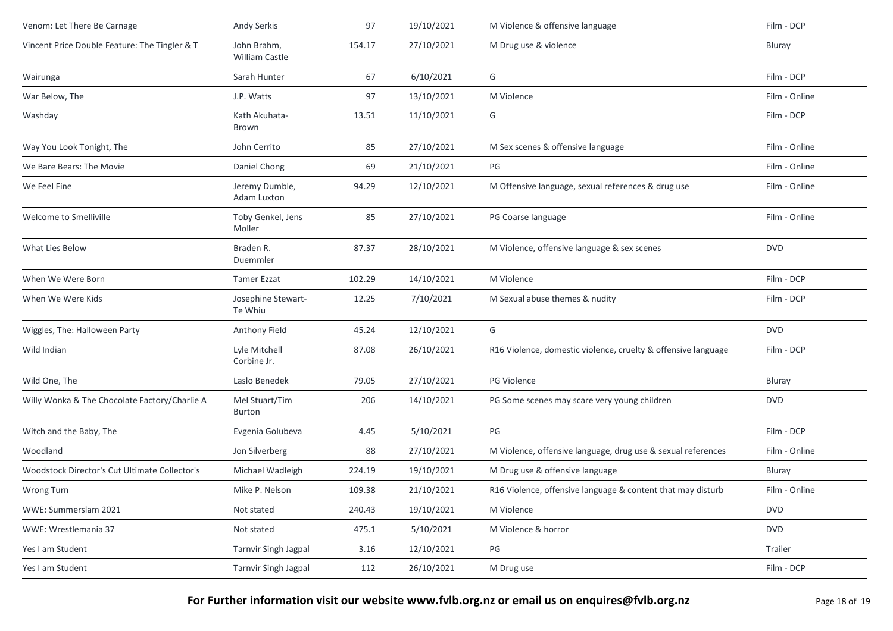| | | | | | |
|---|---|---|---|---|---|
| Venom: Let There Be Carnage | Andy Serkis | 97 | 19/10/2021 | M Violence & offensive language | Film - DCP |
| Vincent Price Double Feature: The Tingler & T | John Brahm, William Castle | 154.17 | 27/10/2021 | M Drug use & violence | Bluray |
| Wairunga | Sarah Hunter | 67 | 6/10/2021 | G | Film - DCP |
| War Below, The | J.P. Watts | 97 | 13/10/2021 | M Violence | Film - Online |
| Washday | Kath Akuhata-Brown | 13.51 | 11/10/2021 | G | Film - DCP |
| Way You Look Tonight, The | John Cerrito | 85 | 27/10/2021 | M Sex scenes & offensive language | Film - Online |
| We Bare Bears: The Movie | Daniel Chong | 69 | 21/10/2021 | PG | Film - Online |
| We Feel Fine | Jeremy Dumble, Adam Luxton | 94.29 | 12/10/2021 | M Offensive language, sexual references & drug use | Film - Online |
| Welcome to Smelliville | Toby Genkel, Jens Moller | 85 | 27/10/2021 | PG Coarse language | Film - Online |
| What Lies Below | Braden R. Duemmler | 87.37 | 28/10/2021 | M Violence, offensive language & sex scenes | DVD |
| When We Were Born | Tamer Ezzat | 102.29 | 14/10/2021 | M Violence | Film - DCP |
| When We Were Kids | Josephine Stewart-Te Whiu | 12.25 | 7/10/2021 | M Sexual abuse themes & nudity | Film - DCP |
| Wiggles, The: Halloween Party | Anthony Field | 45.24 | 12/10/2021 | G | DVD |
| Wild Indian | Lyle Mitchell Corbine Jr. | 87.08 | 26/10/2021 | R16 Violence, domestic violence, cruelty & offensive language | Film - DCP |
| Wild One, The | Laslo Benedek | 79.05 | 27/10/2021 | PG Violence | Bluray |
| Willy Wonka & The Chocolate Factory/Charlie A | Mel Stuart/Tim Burton | 206 | 14/10/2021 | PG Some scenes may scare very young children | DVD |
| Witch and the Baby, The | Evgenia Golubeva | 4.45 | 5/10/2021 | PG | Film - DCP |
| Woodland | Jon Silverberg | 88 | 27/10/2021 | M Violence, offensive language, drug use & sexual references | Film - Online |
| Woodstock Director's Cut Ultimate Collector's | Michael Wadleigh | 224.19 | 19/10/2021 | M Drug use & offensive language | Bluray |
| Wrong Turn | Mike P. Nelson | 109.38 | 21/10/2021 | R16 Violence, offensive language & content that may disturb | Film - Online |
| WWE: Summerslam 2021 | Not stated | 240.43 | 19/10/2021 | M Violence | DVD |
| WWE: Wrestlemania 37 | Not stated | 475.1 | 5/10/2021 | M Violence & horror | DVD |
| Yes I am Student | Tarnvir Singh Jagpal | 3.16 | 12/10/2021 | PG | Trailer |
| Yes I am Student | Tarnvir Singh Jagpal | 112 | 26/10/2021 | M Drug use | Film - DCP |

**For Further information visit our website www.fvlb.org.nz or email us on enquires@fvlb.org.nz**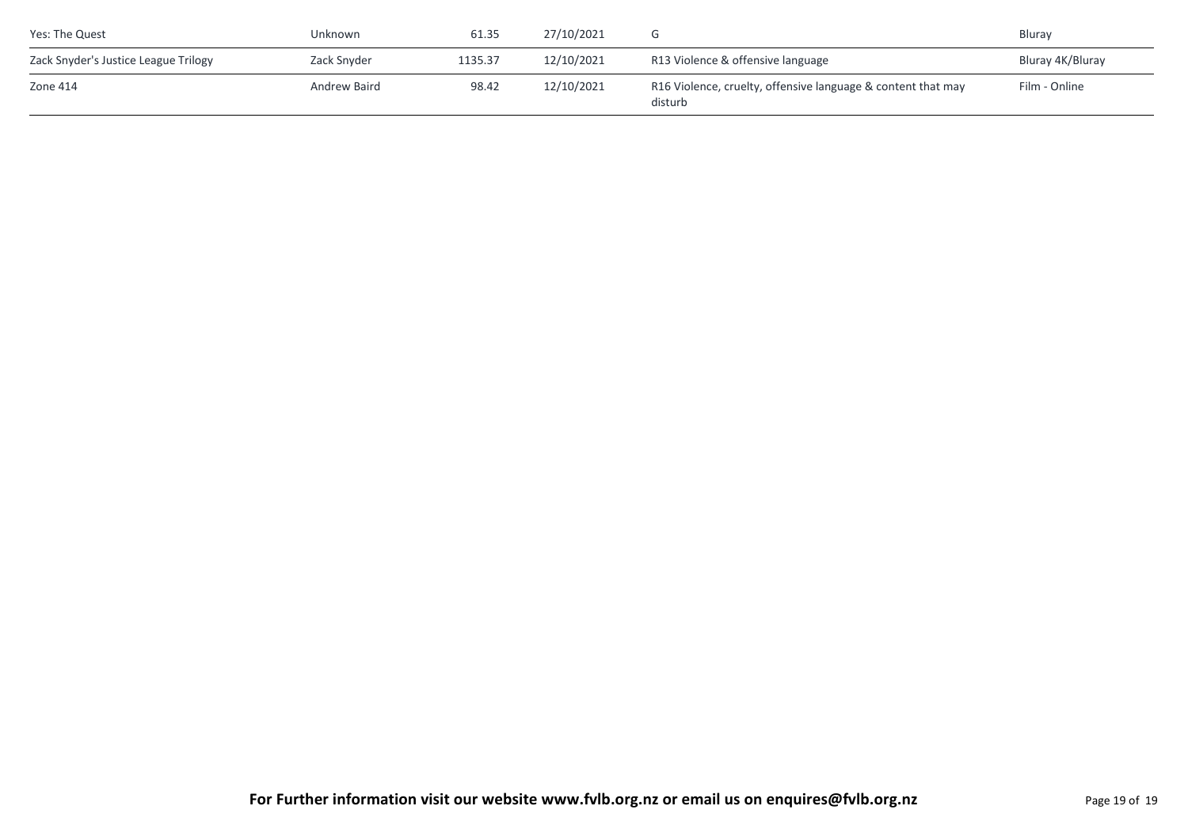| | | | | | |
|---|---|---|---|---|---|
| Yes: The Quest | Unknown | 61.35 | 27/10/2021 | G | Bluray |
| Zack Snyder's Justice League Trilogy | Zack Snyder | 1135.37 | 12/10/2021 | R13 Violence & offensive language | Bluray 4K/Bluray |
| Zone 414 | Andrew Baird | 98.42 | 12/10/2021 | R16 Violence, cruelty, offensive language & content that may disturb | Film - Online |

**For Further information visit our website www.fvlb.org.nz or email us on enquires@fvlb.org.nz**